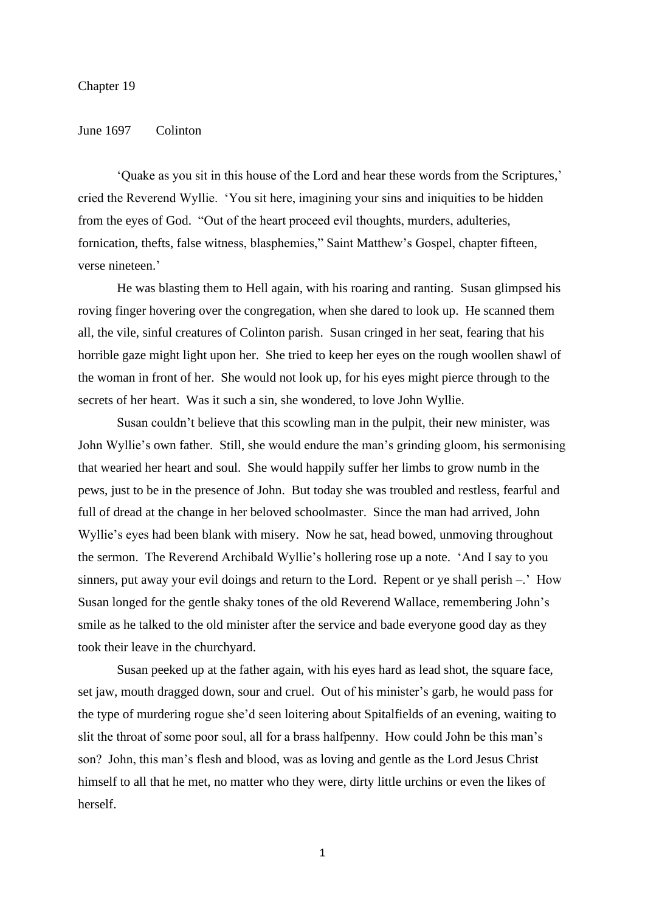# Chapter 19

June 1697 Colinton

'Quake as you sit in this house of the Lord and hear these words from the Scriptures,' cried the Reverend Wyllie. 'You sit here, imagining your sins and iniquities to be hidden from the eyes of God. "Out of the heart proceed evil thoughts, murders, adulteries, fornication, thefts, false witness, blasphemies," Saint Matthew's Gospel, chapter fifteen, verse nineteen.'

He was blasting them to Hell again, with his roaring and ranting. Susan glimpsed his roving finger hovering over the congregation, when she dared to look up. He scanned them all, the vile, sinful creatures of Colinton parish. Susan cringed in her seat, fearing that his horrible gaze might light upon her. She tried to keep her eyes on the rough woollen shawl of the woman in front of her. She would not look up, for his eyes might pierce through to the secrets of her heart. Was it such a sin, she wondered, to love John Wyllie.

Susan couldn't believe that this scowling man in the pulpit, their new minister, was John Wyllie's own father. Still, she would endure the man's grinding gloom, his sermonising that wearied her heart and soul. She would happily suffer her limbs to grow numb in the pews, just to be in the presence of John. But today she was troubled and restless, fearful and full of dread at the change in her beloved schoolmaster. Since the man had arrived, John Wyllie's eyes had been blank with misery. Now he sat, head bowed, unmoving throughout the sermon. The Reverend Archibald Wyllie's hollering rose up a note. 'And I say to you sinners, put away your evil doings and return to the Lord. Repent or ye shall perish –.' How Susan longed for the gentle shaky tones of the old Reverend Wallace, remembering John's smile as he talked to the old minister after the service and bade everyone good day as they took their leave in the churchyard.

Susan peeked up at the father again, with his eyes hard as lead shot, the square face, set jaw, mouth dragged down, sour and cruel. Out of his minister's garb, he would pass for the type of murdering rogue she'd seen loitering about Spitalfields of an evening, waiting to slit the throat of some poor soul, all for a brass halfpenny. How could John be this man's son? John, this man's flesh and blood, was as loving and gentle as the Lord Jesus Christ himself to all that he met, no matter who they were, dirty little urchins or even the likes of herself.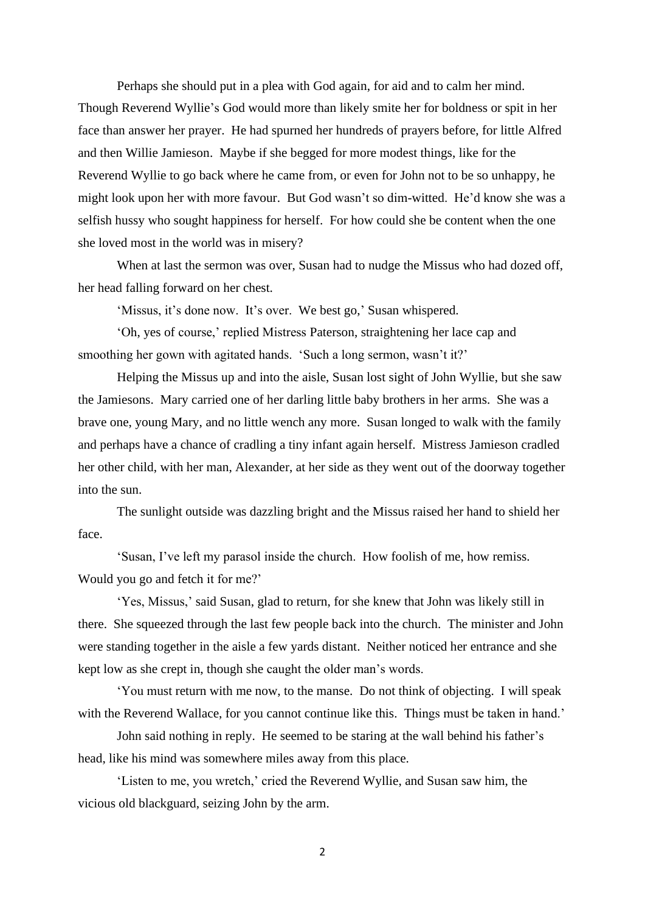Perhaps she should put in a plea with God again, for aid and to calm her mind. Though Reverend Wyllie's God would more than likely smite her for boldness or spit in her face than answer her prayer. He had spurned her hundreds of prayers before, for little Alfred and then Willie Jamieson. Maybe if she begged for more modest things, like for the Reverend Wyllie to go back where he came from, or even for John not to be so unhappy, he might look upon her with more favour. But God wasn't so dim-witted. He'd know she was a selfish hussy who sought happiness for herself. For how could she be content when the one she loved most in the world was in misery?

When at last the sermon was over, Susan had to nudge the Missus who had dozed off, her head falling forward on her chest.

'Missus, it's done now. It's over. We best go,' Susan whispered.

'Oh, yes of course,' replied Mistress Paterson, straightening her lace cap and smoothing her gown with agitated hands. 'Such a long sermon, wasn't it?'

Helping the Missus up and into the aisle, Susan lost sight of John Wyllie, but she saw the Jamiesons. Mary carried one of her darling little baby brothers in her arms. She was a brave one, young Mary, and no little wench any more. Susan longed to walk with the family and perhaps have a chance of cradling a tiny infant again herself. Mistress Jamieson cradled her other child, with her man, Alexander, at her side as they went out of the doorway together into the sun.

The sunlight outside was dazzling bright and the Missus raised her hand to shield her face.

'Susan, I've left my parasol inside the church. How foolish of me, how remiss. Would you go and fetch it for me?'

'Yes, Missus,' said Susan, glad to return, for she knew that John was likely still in there. She squeezed through the last few people back into the church. The minister and John were standing together in the aisle a few yards distant. Neither noticed her entrance and she kept low as she crept in, though she caught the older man's words.

'You must return with me now, to the manse. Do not think of objecting. I will speak with the Reverend Wallace, for you cannot continue like this. Things must be taken in hand.'

John said nothing in reply. He seemed to be staring at the wall behind his father's head, like his mind was somewhere miles away from this place.

'Listen to me, you wretch,' cried the Reverend Wyllie, and Susan saw him, the vicious old blackguard, seizing John by the arm.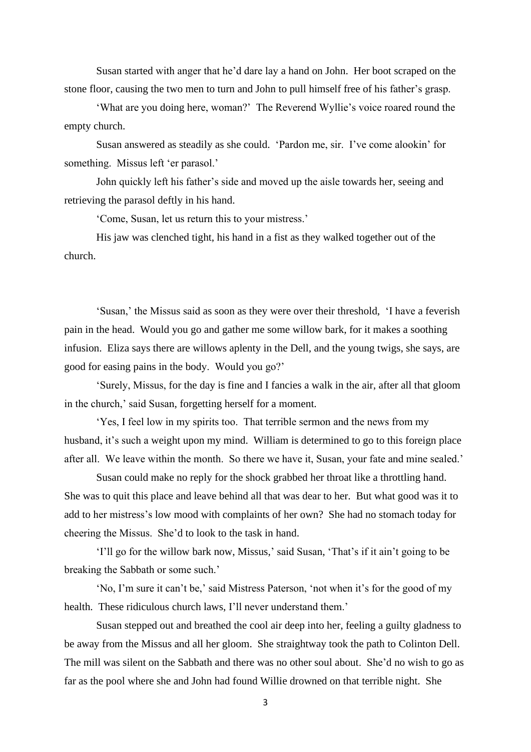Susan started with anger that he'd dare lay a hand on John. Her boot scraped on the stone floor, causing the two men to turn and John to pull himself free of his father's grasp.

'What are you doing here, woman?' The Reverend Wyllie's voice roared round the empty church.

Susan answered as steadily as she could. 'Pardon me, sir. I've come alookin' for something. Missus left 'er parasol.'

John quickly left his father's side and moved up the aisle towards her, seeing and retrieving the parasol deftly in his hand.

'Come, Susan, let us return this to your mistress.'

His jaw was clenched tight, his hand in a fist as they walked together out of the church.

'Susan,' the Missus said as soon as they were over their threshold, 'I have a feverish pain in the head. Would you go and gather me some willow bark, for it makes a soothing infusion. Eliza says there are willows aplenty in the Dell, and the young twigs, she says, are good for easing pains in the body. Would you go?'

'Surely, Missus, for the day is fine and I fancies a walk in the air, after all that gloom in the church,' said Susan, forgetting herself for a moment.

'Yes, I feel low in my spirits too. That terrible sermon and the news from my husband, it's such a weight upon my mind. William is determined to go to this foreign place after all. We leave within the month. So there we have it, Susan, your fate and mine sealed.'

Susan could make no reply for the shock grabbed her throat like a throttling hand. She was to quit this place and leave behind all that was dear to her. But what good was it to add to her mistress's low mood with complaints of her own? She had no stomach today for cheering the Missus. She'd to look to the task in hand.

'I'll go for the willow bark now, Missus,' said Susan, 'That's if it ain't going to be breaking the Sabbath or some such.'

'No, I'm sure it can't be,' said Mistress Paterson, 'not when it's for the good of my health. These ridiculous church laws, I'll never understand them.'

Susan stepped out and breathed the cool air deep into her, feeling a guilty gladness to be away from the Missus and all her gloom. She straightway took the path to Colinton Dell. The mill was silent on the Sabbath and there was no other soul about. She'd no wish to go as far as the pool where she and John had found Willie drowned on that terrible night. She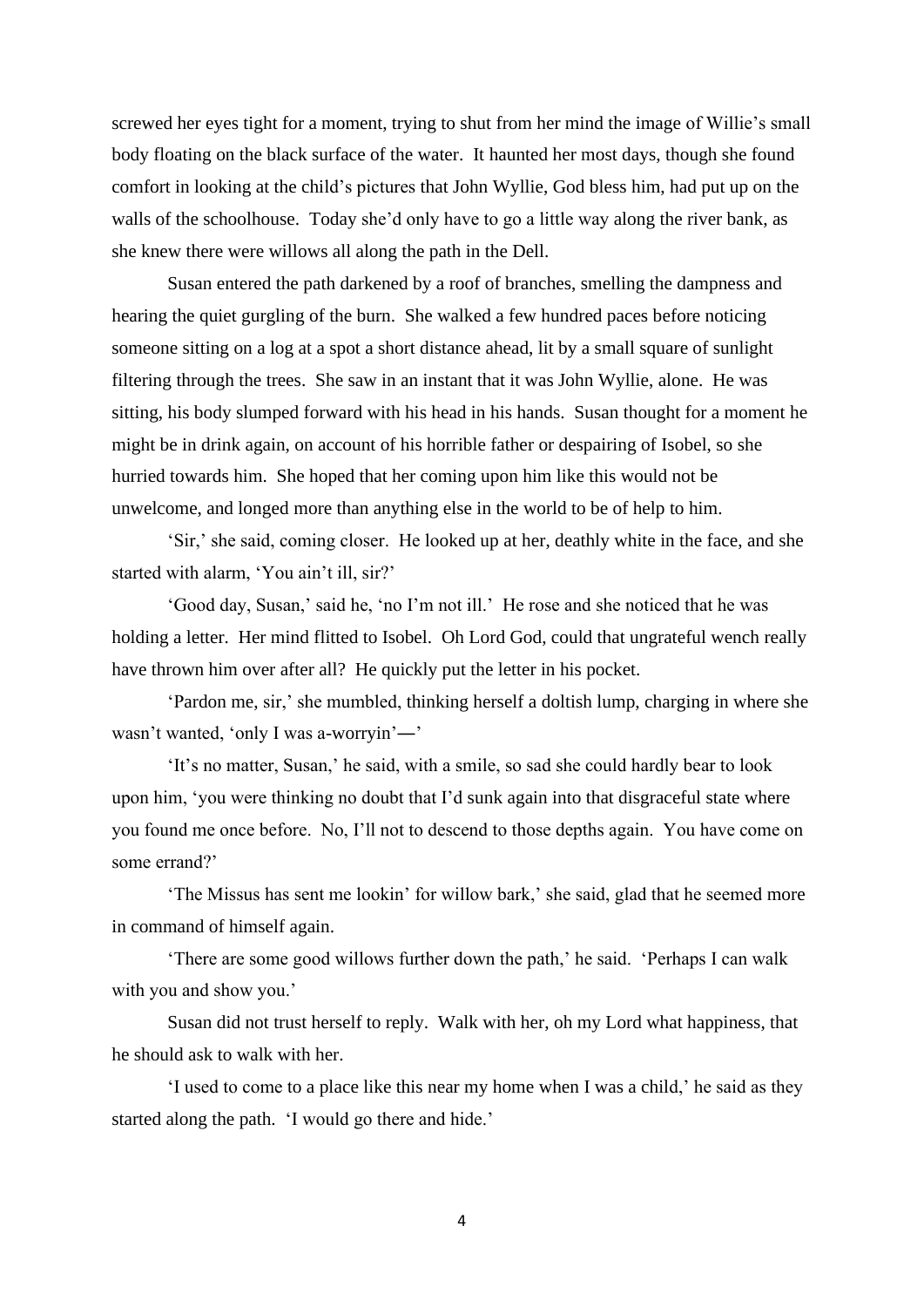screwed her eyes tight for a moment, trying to shut from her mind the image of Willie's small body floating on the black surface of the water. It haunted her most days, though she found comfort in looking at the child's pictures that John Wyllie, God bless him, had put up on the walls of the schoolhouse. Today she'd only have to go a little way along the river bank, as she knew there were willows all along the path in the Dell.

Susan entered the path darkened by a roof of branches, smelling the dampness and hearing the quiet gurgling of the burn. She walked a few hundred paces before noticing someone sitting on a log at a spot a short distance ahead, lit by a small square of sunlight filtering through the trees. She saw in an instant that it was John Wyllie, alone. He was sitting, his body slumped forward with his head in his hands. Susan thought for a moment he might be in drink again, on account of his horrible father or despairing of Isobel, so she hurried towards him. She hoped that her coming upon him like this would not be unwelcome, and longed more than anything else in the world to be of help to him.

'Sir,' she said, coming closer. He looked up at her, deathly white in the face, and she started with alarm, 'You ain't ill, sir?'

'Good day, Susan,' said he, 'no I'm not ill.' He rose and she noticed that he was holding a letter. Her mind flitted to Isobel. Oh Lord God, could that ungrateful wench really have thrown him over after all? He quickly put the letter in his pocket.

'Pardon me, sir,' she mumbled, thinking herself a doltish lump, charging in where she wasn't wanted, 'only I was a-worryin'—'

'It's no matter, Susan,' he said, with a smile, so sad she could hardly bear to look upon him, 'you were thinking no doubt that I'd sunk again into that disgraceful state where you found me once before. No, I'll not to descend to those depths again. You have come on some errand?'

'The Missus has sent me lookin' for willow bark,' she said, glad that he seemed more in command of himself again.

'There are some good willows further down the path,' he said. 'Perhaps I can walk with you and show you.'

Susan did not trust herself to reply. Walk with her, oh my Lord what happiness, that he should ask to walk with her.

'I used to come to a place like this near my home when I was a child,' he said as they started along the path. 'I would go there and hide.'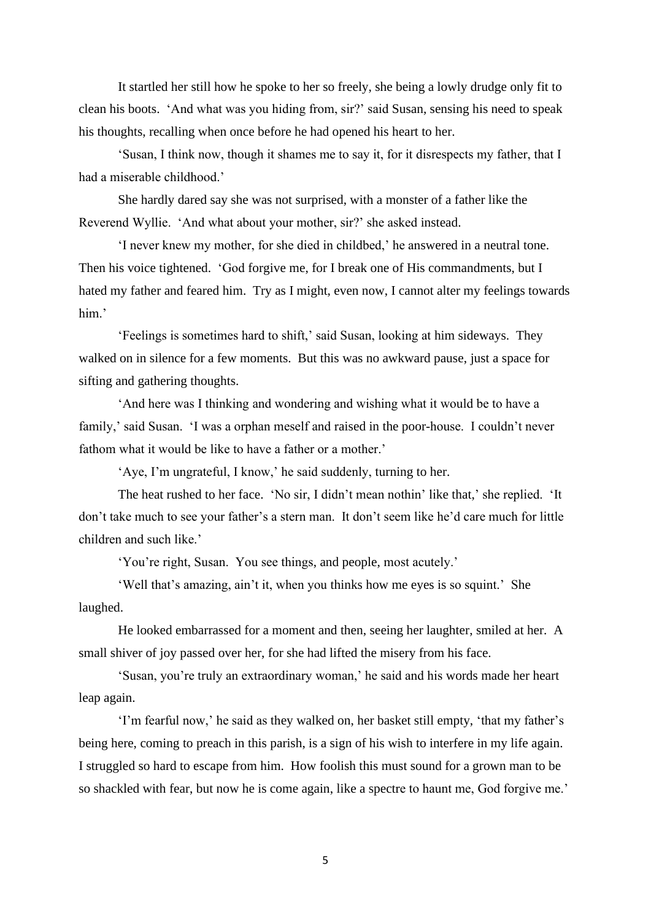It startled her still how he spoke to her so freely, she being a lowly drudge only fit to clean his boots. 'And what was you hiding from, sir?' said Susan, sensing his need to speak his thoughts, recalling when once before he had opened his heart to her.

'Susan, I think now, though it shames me to say it, for it disrespects my father, that I had a miserable childhood.'

She hardly dared say she was not surprised, with a monster of a father like the Reverend Wyllie. 'And what about your mother, sir?' she asked instead.

'I never knew my mother, for she died in childbed,' he answered in a neutral tone. Then his voice tightened. 'God forgive me, for I break one of His commandments, but I hated my father and feared him. Try as I might, even now, I cannot alter my feelings towards him.'

'Feelings is sometimes hard to shift,' said Susan, looking at him sideways. They walked on in silence for a few moments. But this was no awkward pause, just a space for sifting and gathering thoughts.

'And here was I thinking and wondering and wishing what it would be to have a family,' said Susan. 'I was a orphan meself and raised in the poor-house. I couldn't never fathom what it would be like to have a father or a mother.'

'Aye, I'm ungrateful, I know,' he said suddenly, turning to her.

The heat rushed to her face. 'No sir, I didn't mean nothin' like that,' she replied. 'It don't take much to see your father's a stern man. It don't seem like he'd care much for little children and such like.'

'You're right, Susan. You see things, and people, most acutely.'

'Well that's amazing, ain't it, when you thinks how me eyes is so squint.' She laughed.

He looked embarrassed for a moment and then, seeing her laughter, smiled at her. A small shiver of joy passed over her, for she had lifted the misery from his face.

'Susan, you're truly an extraordinary woman,' he said and his words made her heart leap again.

'I'm fearful now,' he said as they walked on, her basket still empty, 'that my father's being here, coming to preach in this parish, is a sign of his wish to interfere in my life again. I struggled so hard to escape from him. How foolish this must sound for a grown man to be so shackled with fear, but now he is come again, like a spectre to haunt me, God forgive me.'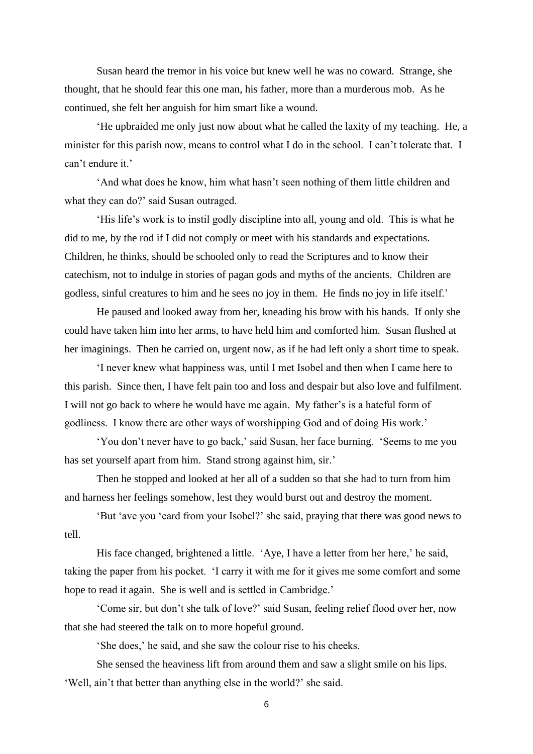Susan heard the tremor in his voice but knew well he was no coward. Strange, she thought, that he should fear this one man, his father, more than a murderous mob. As he continued, she felt her anguish for him smart like a wound.

'He upbraided me only just now about what he called the laxity of my teaching. He, a minister for this parish now, means to control what I do in the school. I can't tolerate that. I can't endure it.'

'And what does he know, him what hasn't seen nothing of them little children and what they can do?' said Susan outraged.

'His life's work is to instil godly discipline into all, young and old. This is what he did to me, by the rod if I did not comply or meet with his standards and expectations. Children, he thinks, should be schooled only to read the Scriptures and to know their catechism, not to indulge in stories of pagan gods and myths of the ancients. Children are godless, sinful creatures to him and he sees no joy in them. He finds no joy in life itself.'

He paused and looked away from her, kneading his brow with his hands. If only she could have taken him into her arms, to have held him and comforted him. Susan flushed at her imaginings. Then he carried on, urgent now, as if he had left only a short time to speak.

'I never knew what happiness was, until I met Isobel and then when I came here to this parish. Since then, I have felt pain too and loss and despair but also love and fulfilment. I will not go back to where he would have me again. My father's is a hateful form of godliness. I know there are other ways of worshipping God and of doing His work.'

'You don't never have to go back,' said Susan, her face burning. 'Seems to me you has set yourself apart from him. Stand strong against him, sir.'

Then he stopped and looked at her all of a sudden so that she had to turn from him and harness her feelings somehow, lest they would burst out and destroy the moment.

'But 'ave you 'eard from your Isobel?' she said, praying that there was good news to tell.

His face changed, brightened a little. 'Aye, I have a letter from her here,' he said, taking the paper from his pocket. 'I carry it with me for it gives me some comfort and some hope to read it again. She is well and is settled in Cambridge.'

'Come sir, but don't she talk of love?' said Susan, feeling relief flood over her, now that she had steered the talk on to more hopeful ground.

'She does,' he said, and she saw the colour rise to his cheeks.

She sensed the heaviness lift from around them and saw a slight smile on his lips. 'Well, ain't that better than anything else in the world?' she said.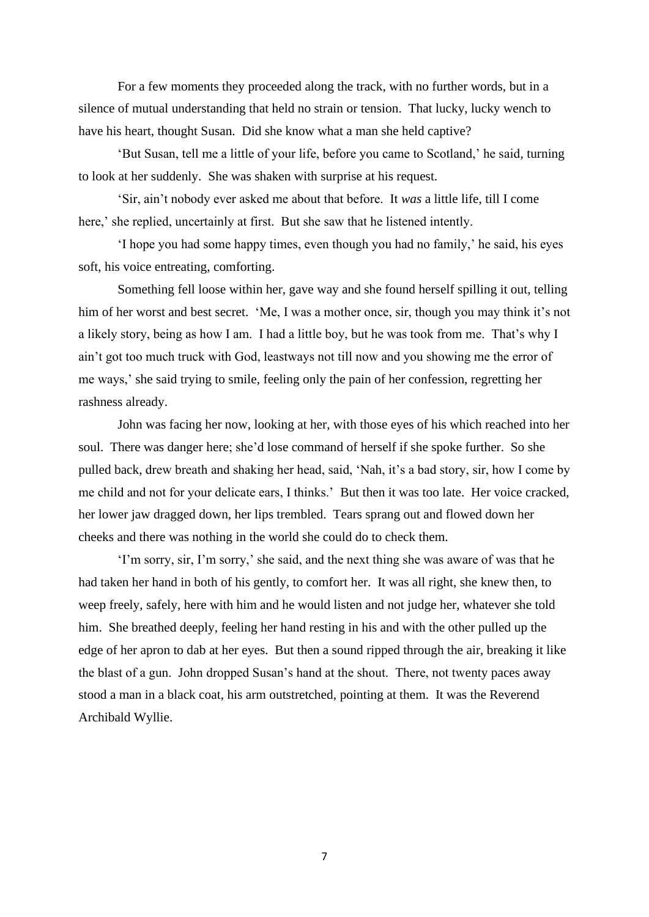For a few moments they proceeded along the track, with no further words, but in a silence of mutual understanding that held no strain or tension. That lucky, lucky wench to have his heart, thought Susan. Did she know what a man she held captive?

'But Susan, tell me a little of your life, before you came to Scotland,' he said, turning to look at her suddenly. She was shaken with surprise at his request.

'Sir, ain't nobody ever asked me about that before. It *was* a little life, till I come here,' she replied, uncertainly at first. But she saw that he listened intently.

'I hope you had some happy times, even though you had no family,' he said, his eyes soft, his voice entreating, comforting.

Something fell loose within her, gave way and she found herself spilling it out, telling him of her worst and best secret. 'Me, I was a mother once, sir, though you may think it's not a likely story, being as how I am. I had a little boy, but he was took from me. That's why I ain't got too much truck with God, leastways not till now and you showing me the error of me ways,' she said trying to smile, feeling only the pain of her confession, regretting her rashness already.

John was facing her now, looking at her, with those eyes of his which reached into her soul. There was danger here; she'd lose command of herself if she spoke further. So she pulled back, drew breath and shaking her head, said, 'Nah, it's a bad story, sir, how I come by me child and not for your delicate ears, I thinks.' But then it was too late. Her voice cracked, her lower jaw dragged down, her lips trembled. Tears sprang out and flowed down her cheeks and there was nothing in the world she could do to check them.

'I'm sorry, sir, I'm sorry,' she said, and the next thing she was aware of was that he had taken her hand in both of his gently, to comfort her. It was all right, she knew then, to weep freely, safely, here with him and he would listen and not judge her, whatever she told him. She breathed deeply, feeling her hand resting in his and with the other pulled up the edge of her apron to dab at her eyes. But then a sound ripped through the air, breaking it like the blast of a gun. John dropped Susan's hand at the shout. There, not twenty paces away stood a man in a black coat, his arm outstretched, pointing at them. It was the Reverend Archibald Wyllie.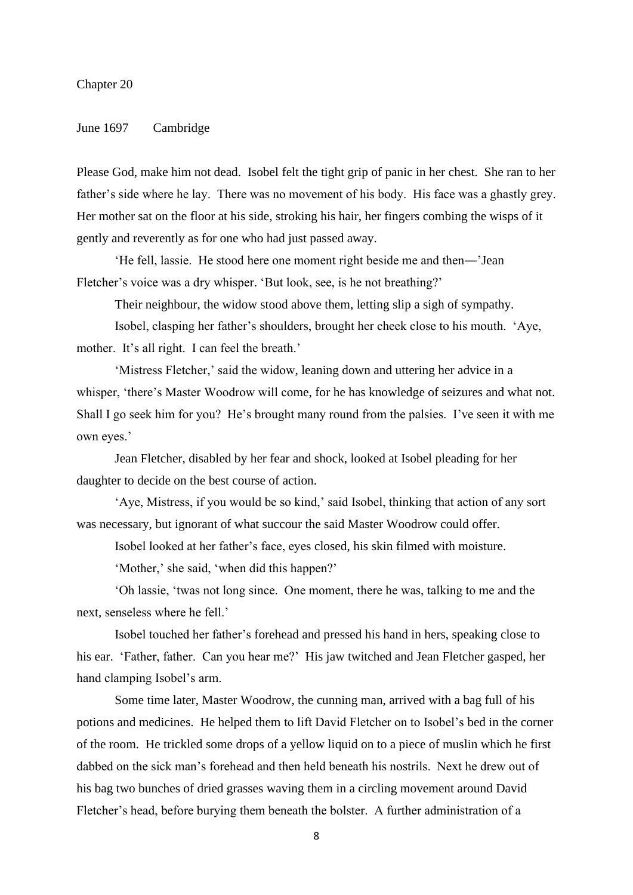# Chapter 20

June 1697 Cambridge

Please God, make him not dead. Isobel felt the tight grip of panic in her chest. She ran to her father's side where he lay. There was no movement of his body. His face was a ghastly grey. Her mother sat on the floor at his side, stroking his hair, her fingers combing the wisps of it gently and reverently as for one who had just passed away.

'He fell, lassie. He stood here one moment right beside me and then―'Jean Fletcher's voice was a dry whisper. 'But look, see, is he not breathing?'

Their neighbour, the widow stood above them, letting slip a sigh of sympathy.

Isobel, clasping her father's shoulders, brought her cheek close to his mouth. 'Aye, mother. It's all right. I can feel the breath.'

'Mistress Fletcher,' said the widow, leaning down and uttering her advice in a whisper, 'there's Master Woodrow will come, for he has knowledge of seizures and what not. Shall I go seek him for you? He's brought many round from the palsies. I've seen it with me own eyes.'

Jean Fletcher, disabled by her fear and shock, looked at Isobel pleading for her daughter to decide on the best course of action.

'Aye, Mistress, if you would be so kind,' said Isobel, thinking that action of any sort was necessary, but ignorant of what succour the said Master Woodrow could offer.

Isobel looked at her father's face, eyes closed, his skin filmed with moisture.

'Mother,' she said, 'when did this happen?'

'Oh lassie, 'twas not long since. One moment, there he was, talking to me and the next, senseless where he fell.'

Isobel touched her father's forehead and pressed his hand in hers, speaking close to his ear. 'Father, father. Can you hear me?' His jaw twitched and Jean Fletcher gasped, her hand clamping Isobel's arm.

Some time later, Master Woodrow, the cunning man, arrived with a bag full of his potions and medicines. He helped them to lift David Fletcher on to Isobel's bed in the corner of the room. He trickled some drops of a yellow liquid on to a piece of muslin which he first dabbed on the sick man's forehead and then held beneath his nostrils. Next he drew out of his bag two bunches of dried grasses waving them in a circling movement around David Fletcher's head, before burying them beneath the bolster. A further administration of a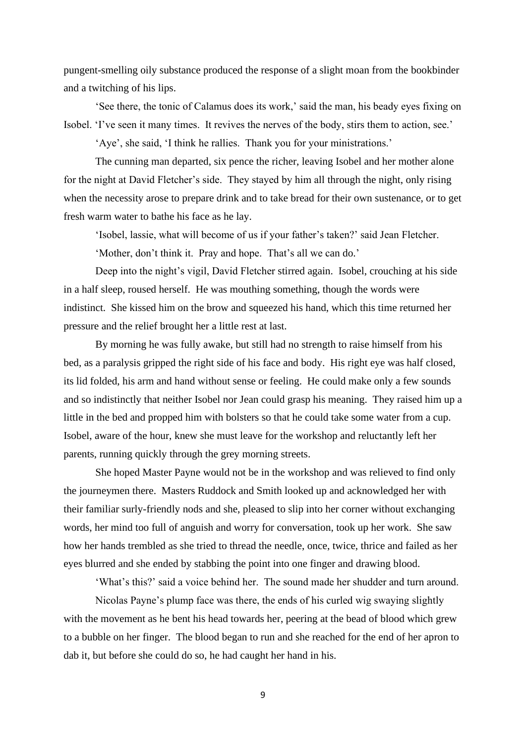pungent-smelling oily substance produced the response of a slight moan from the bookbinder and a twitching of his lips.

'See there, the tonic of Calamus does its work,' said the man, his beady eyes fixing on Isobel. 'I've seen it many times. It revives the nerves of the body, stirs them to action, see.'

'Aye', she said, 'I think he rallies. Thank you for your ministrations.'

The cunning man departed, six pence the richer, leaving Isobel and her mother alone for the night at David Fletcher's side. They stayed by him all through the night, only rising when the necessity arose to prepare drink and to take bread for their own sustenance, or to get fresh warm water to bathe his face as he lay.

'Isobel, lassie, what will become of us if your father's taken?' said Jean Fletcher.

'Mother, don't think it. Pray and hope. That's all we can do.'

Deep into the night's vigil, David Fletcher stirred again. Isobel, crouching at his side in a half sleep, roused herself. He was mouthing something, though the words were indistinct. She kissed him on the brow and squeezed his hand, which this time returned her pressure and the relief brought her a little rest at last.

By morning he was fully awake, but still had no strength to raise himself from his bed, as a paralysis gripped the right side of his face and body. His right eye was half closed, its lid folded, his arm and hand without sense or feeling. He could make only a few sounds and so indistinctly that neither Isobel nor Jean could grasp his meaning. They raised him up a little in the bed and propped him with bolsters so that he could take some water from a cup. Isobel, aware of the hour, knew she must leave for the workshop and reluctantly left her parents, running quickly through the grey morning streets.

She hoped Master Payne would not be in the workshop and was relieved to find only the journeymen there. Masters Ruddock and Smith looked up and acknowledged her with their familiar surly-friendly nods and she, pleased to slip into her corner without exchanging words, her mind too full of anguish and worry for conversation, took up her work. She saw how her hands trembled as she tried to thread the needle, once, twice, thrice and failed as her eyes blurred and she ended by stabbing the point into one finger and drawing blood.

'What's this?' said a voice behind her. The sound made her shudder and turn around.

Nicolas Payne's plump face was there, the ends of his curled wig swaying slightly with the movement as he bent his head towards her, peering at the bead of blood which grew to a bubble on her finger. The blood began to run and she reached for the end of her apron to dab it, but before she could do so, he had caught her hand in his.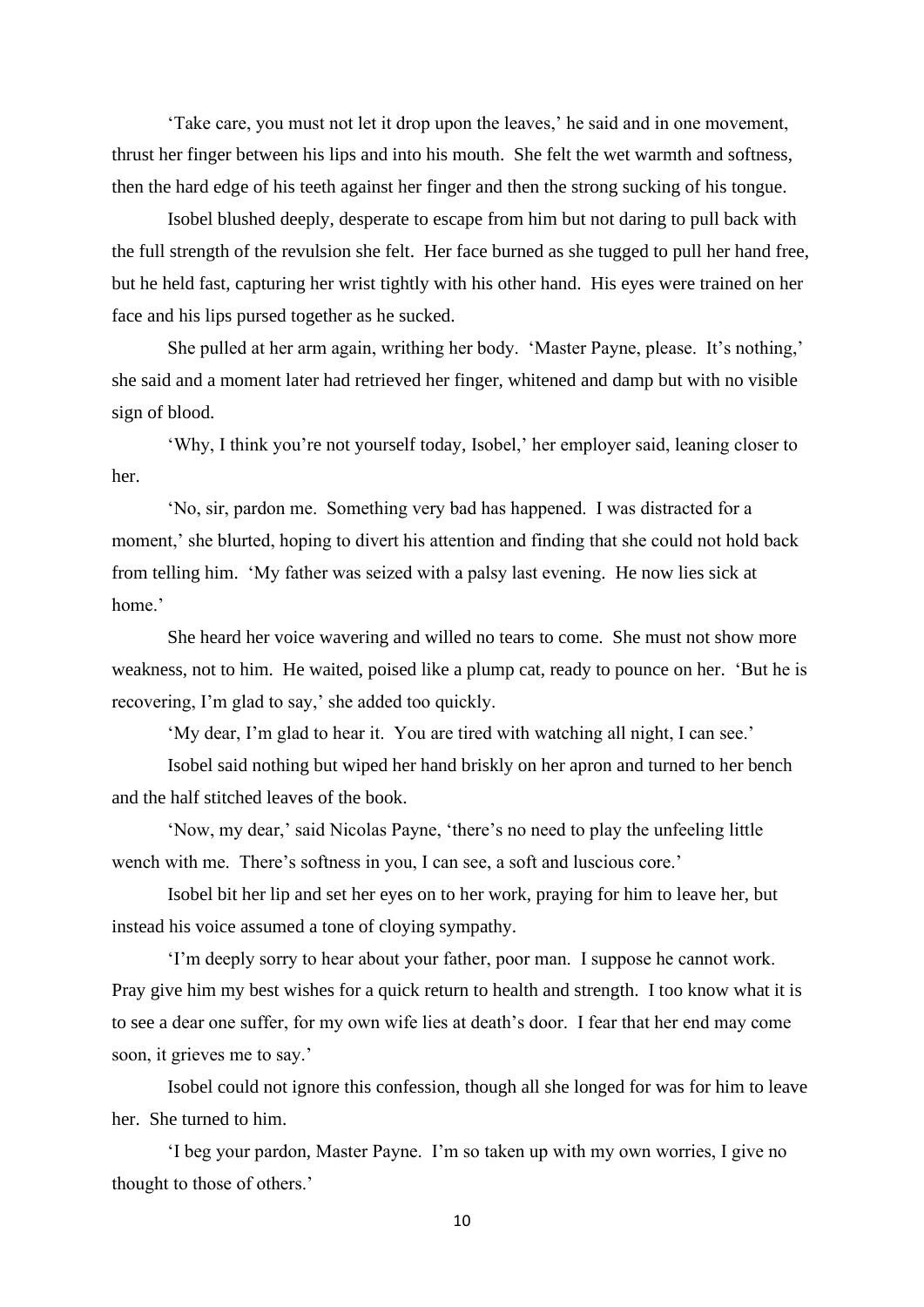'Take care, you must not let it drop upon the leaves,' he said and in one movement, thrust her finger between his lips and into his mouth. She felt the wet warmth and softness, then the hard edge of his teeth against her finger and then the strong sucking of his tongue.

Isobel blushed deeply, desperate to escape from him but not daring to pull back with the full strength of the revulsion she felt. Her face burned as she tugged to pull her hand free, but he held fast, capturing her wrist tightly with his other hand. His eyes were trained on her face and his lips pursed together as he sucked.

She pulled at her arm again, writhing her body. 'Master Payne, please. It's nothing,' she said and a moment later had retrieved her finger, whitened and damp but with no visible sign of blood.

'Why, I think you're not yourself today, Isobel,' her employer said, leaning closer to her.

'No, sir, pardon me. Something very bad has happened. I was distracted for a moment,' she blurted, hoping to divert his attention and finding that she could not hold back from telling him. 'My father was seized with a palsy last evening. He now lies sick at home.'

She heard her voice wavering and willed no tears to come. She must not show more weakness, not to him. He waited, poised like a plump cat, ready to pounce on her. 'But he is recovering, I'm glad to say,' she added too quickly.

'My dear, I'm glad to hear it. You are tired with watching all night, I can see.'

Isobel said nothing but wiped her hand briskly on her apron and turned to her bench and the half stitched leaves of the book.

'Now, my dear,' said Nicolas Payne, 'there's no need to play the unfeeling little wench with me. There's softness in you, I can see, a soft and luscious core.'

Isobel bit her lip and set her eyes on to her work, praying for him to leave her, but instead his voice assumed a tone of cloying sympathy.

'I'm deeply sorry to hear about your father, poor man. I suppose he cannot work. Pray give him my best wishes for a quick return to health and strength. I too know what it is to see a dear one suffer, for my own wife lies at death's door. I fear that her end may come soon, it grieves me to say.'

Isobel could not ignore this confession, though all she longed for was for him to leave her. She turned to him.

'I beg your pardon, Master Payne. I'm so taken up with my own worries, I give no thought to those of others.'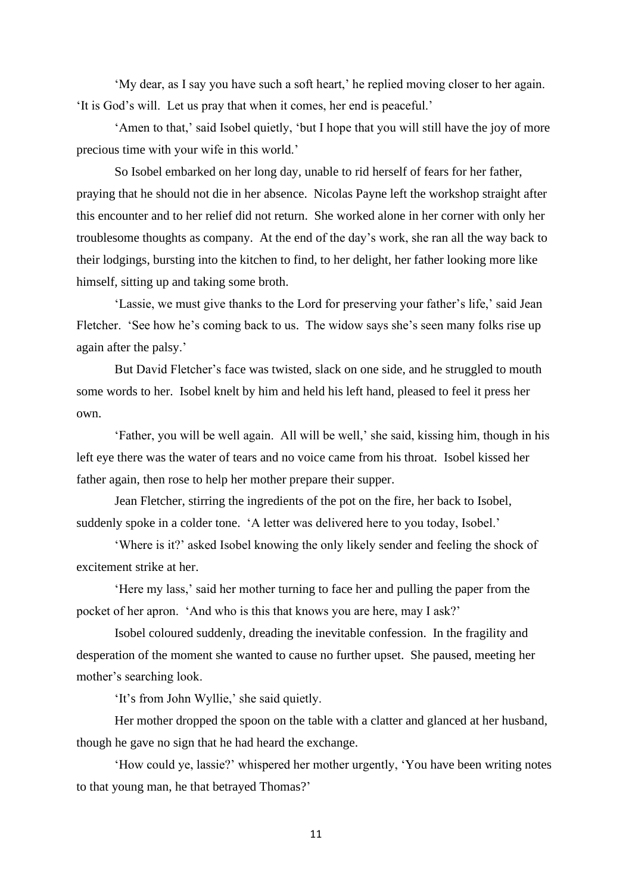'My dear, as I say you have such a soft heart,' he replied moving closer to her again. 'It is God's will. Let us pray that when it comes, her end is peaceful.'

'Amen to that,' said Isobel quietly, 'but I hope that you will still have the joy of more precious time with your wife in this world.'

So Isobel embarked on her long day, unable to rid herself of fears for her father, praying that he should not die in her absence. Nicolas Payne left the workshop straight after this encounter and to her relief did not return. She worked alone in her corner with only her troublesome thoughts as company. At the end of the day's work, she ran all the way back to their lodgings, bursting into the kitchen to find, to her delight, her father looking more like himself, sitting up and taking some broth.

'Lassie, we must give thanks to the Lord for preserving your father's life,' said Jean Fletcher. 'See how he's coming back to us. The widow says she's seen many folks rise up again after the palsy.'

But David Fletcher's face was twisted, slack on one side, and he struggled to mouth some words to her. Isobel knelt by him and held his left hand, pleased to feel it press her own.

'Father, you will be well again. All will be well,' she said, kissing him, though in his left eye there was the water of tears and no voice came from his throat. Isobel kissed her father again, then rose to help her mother prepare their supper.

Jean Fletcher, stirring the ingredients of the pot on the fire, her back to Isobel, suddenly spoke in a colder tone. 'A letter was delivered here to you today, Isobel.'

'Where is it?' asked Isobel knowing the only likely sender and feeling the shock of excitement strike at her.

'Here my lass,' said her mother turning to face her and pulling the paper from the pocket of her apron. 'And who is this that knows you are here, may I ask?'

Isobel coloured suddenly, dreading the inevitable confession. In the fragility and desperation of the moment she wanted to cause no further upset. She paused, meeting her mother's searching look.

'It's from John Wyllie,' she said quietly.

Her mother dropped the spoon on the table with a clatter and glanced at her husband, though he gave no sign that he had heard the exchange.

'How could ye, lassie?' whispered her mother urgently, 'You have been writing notes to that young man, he that betrayed Thomas?'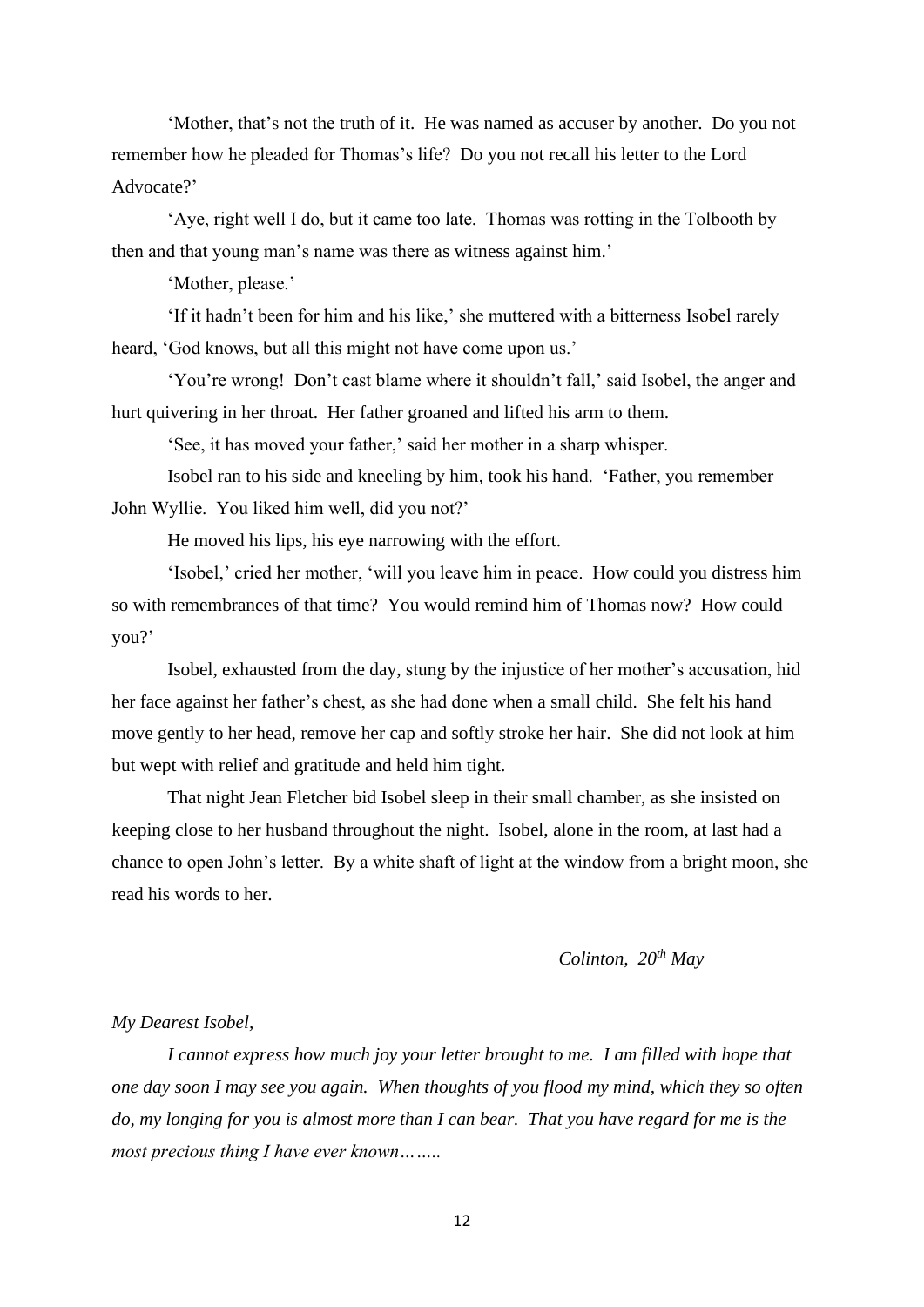'Mother, that's not the truth of it. He was named as accuser by another. Do you not remember how he pleaded for Thomas's life? Do you not recall his letter to the Lord Advocate?'

'Aye, right well I do, but it came too late. Thomas was rotting in the Tolbooth by then and that young man's name was there as witness against him.'

'Mother, please.'

'If it hadn't been for him and his like,' she muttered with a bitterness Isobel rarely heard, 'God knows, but all this might not have come upon us.'

'You're wrong! Don't cast blame where it shouldn't fall,' said Isobel, the anger and hurt quivering in her throat. Her father groaned and lifted his arm to them.

'See, it has moved your father,' said her mother in a sharp whisper.

Isobel ran to his side and kneeling by him, took his hand. 'Father, you remember John Wyllie. You liked him well, did you not?'

He moved his lips, his eye narrowing with the effort.

'Isobel,' cried her mother, 'will you leave him in peace. How could you distress him so with remembrances of that time? You would remind him of Thomas now? How could you?'

Isobel, exhausted from the day, stung by the injustice of her mother's accusation, hid her face against her father's chest, as she had done when a small child. She felt his hand move gently to her head, remove her cap and softly stroke her hair. She did not look at him but wept with relief and gratitude and held him tight.

That night Jean Fletcher bid Isobel sleep in their small chamber, as she insisted on keeping close to her husband throughout the night. Isobel, alone in the room, at last had a chance to open John's letter. By a white shaft of light at the window from a bright moon, she read his words to her.

*Colinton, 20th May*

*My Dearest Isobel,*

*I cannot express how much joy your letter brought to me. I am filled with hope that one day soon I may see you again. When thoughts of you flood my mind, which they so often do, my longing for you is almost more than I can bear. That you have regard for me is the most precious thing I have ever known……..*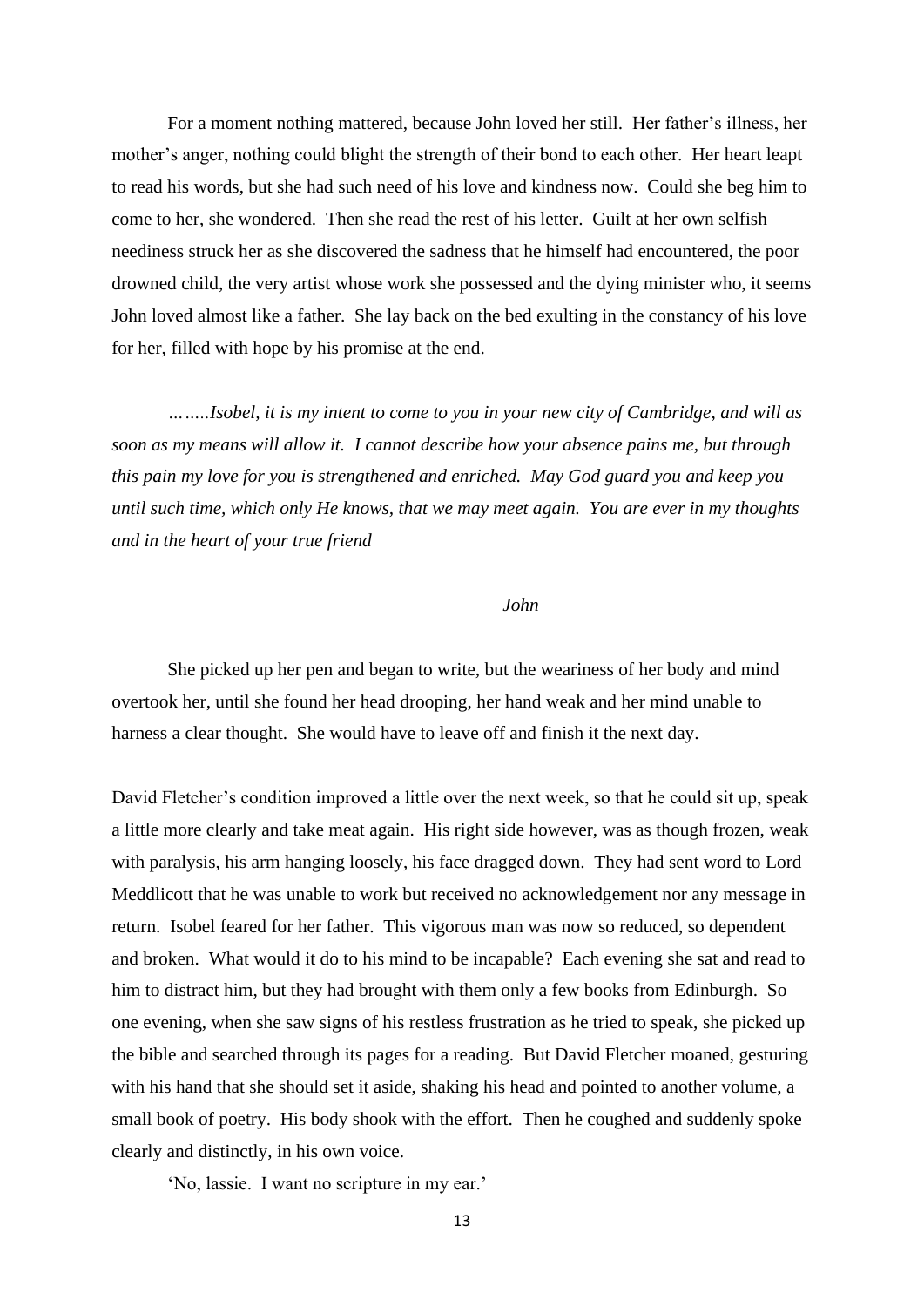For a moment nothing mattered, because John loved her still. Her father's illness, her mother's anger, nothing could blight the strength of their bond to each other. Her heart leapt to read his words, but she had such need of his love and kindness now. Could she beg him to come to her, she wondered. Then she read the rest of his letter. Guilt at her own selfish neediness struck her as she discovered the sadness that he himself had encountered, the poor drowned child, the very artist whose work she possessed and the dying minister who, it seems John loved almost like a father. She lay back on the bed exulting in the constancy of his love for her, filled with hope by his promise at the end.

*……..Isobel, it is my intent to come to you in your new city of Cambridge, and will as soon as my means will allow it. I cannot describe how your absence pains me, but through this pain my love for you is strengthened and enriched. May God guard you and keep you until such time, which only He knows, that we may meet again. You are ever in my thoughts and in the heart of your true friend*

*John*

She picked up her pen and began to write, but the weariness of her body and mind overtook her, until she found her head drooping, her hand weak and her mind unable to harness a clear thought. She would have to leave off and finish it the next day.

David Fletcher's condition improved a little over the next week, so that he could sit up, speak a little more clearly and take meat again. His right side however, was as though frozen, weak with paralysis, his arm hanging loosely, his face dragged down. They had sent word to Lord Meddlicott that he was unable to work but received no acknowledgement nor any message in return. Isobel feared for her father. This vigorous man was now so reduced, so dependent and broken. What would it do to his mind to be incapable? Each evening she sat and read to him to distract him, but they had brought with them only a few books from Edinburgh. So one evening, when she saw signs of his restless frustration as he tried to speak, she picked up the bible and searched through its pages for a reading. But David Fletcher moaned, gesturing with his hand that she should set it aside, shaking his head and pointed to another volume, a small book of poetry. His body shook with the effort. Then he coughed and suddenly spoke clearly and distinctly, in his own voice.

'No, lassie. I want no scripture in my ear.'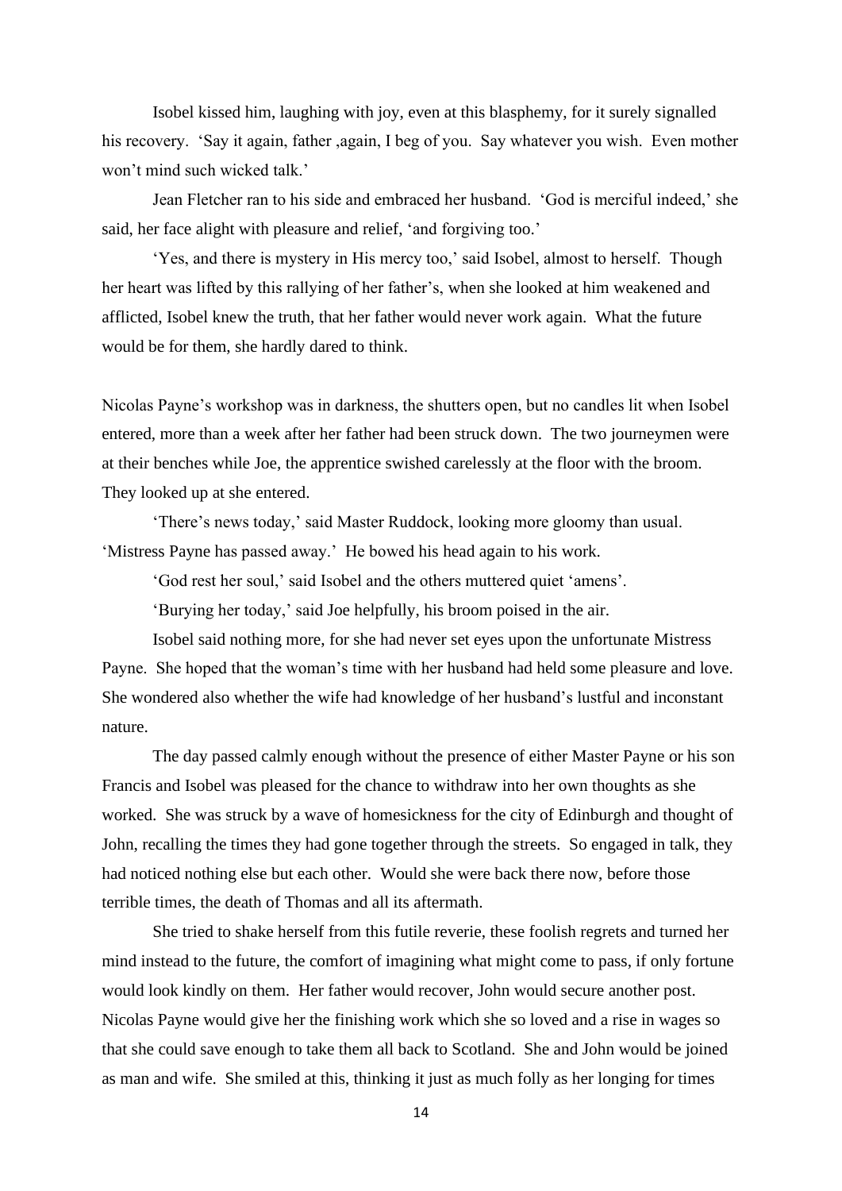Isobel kissed him, laughing with joy, even at this blasphemy, for it surely signalled his recovery. 'Say it again, father ,again, I beg of you. Say whatever you wish. Even mother won't mind such wicked talk.'

Jean Fletcher ran to his side and embraced her husband. 'God is merciful indeed,' she said, her face alight with pleasure and relief, 'and forgiving too.'

'Yes, and there is mystery in His mercy too,' said Isobel, almost to herself. Though her heart was lifted by this rallying of her father's, when she looked at him weakened and afflicted, Isobel knew the truth, that her father would never work again. What the future would be for them, she hardly dared to think.

Nicolas Payne's workshop was in darkness, the shutters open, but no candles lit when Isobel entered, more than a week after her father had been struck down. The two journeymen were at their benches while Joe, the apprentice swished carelessly at the floor with the broom. They looked up at she entered.

'There's news today,' said Master Ruddock, looking more gloomy than usual. 'Mistress Payne has passed away.' He bowed his head again to his work.

'God rest her soul,' said Isobel and the others muttered quiet 'amens'.

'Burying her today,' said Joe helpfully, his broom poised in the air.

Isobel said nothing more, for she had never set eyes upon the unfortunate Mistress Payne. She hoped that the woman's time with her husband had held some pleasure and love. She wondered also whether the wife had knowledge of her husband's lustful and inconstant nature.

The day passed calmly enough without the presence of either Master Payne or his son Francis and Isobel was pleased for the chance to withdraw into her own thoughts as she worked. She was struck by a wave of homesickness for the city of Edinburgh and thought of John, recalling the times they had gone together through the streets. So engaged in talk, they had noticed nothing else but each other. Would she were back there now, before those terrible times, the death of Thomas and all its aftermath.

She tried to shake herself from this futile reverie, these foolish regrets and turned her mind instead to the future, the comfort of imagining what might come to pass, if only fortune would look kindly on them. Her father would recover, John would secure another post. Nicolas Payne would give her the finishing work which she so loved and a rise in wages so that she could save enough to take them all back to Scotland. She and John would be joined as man and wife. She smiled at this, thinking it just as much folly as her longing for times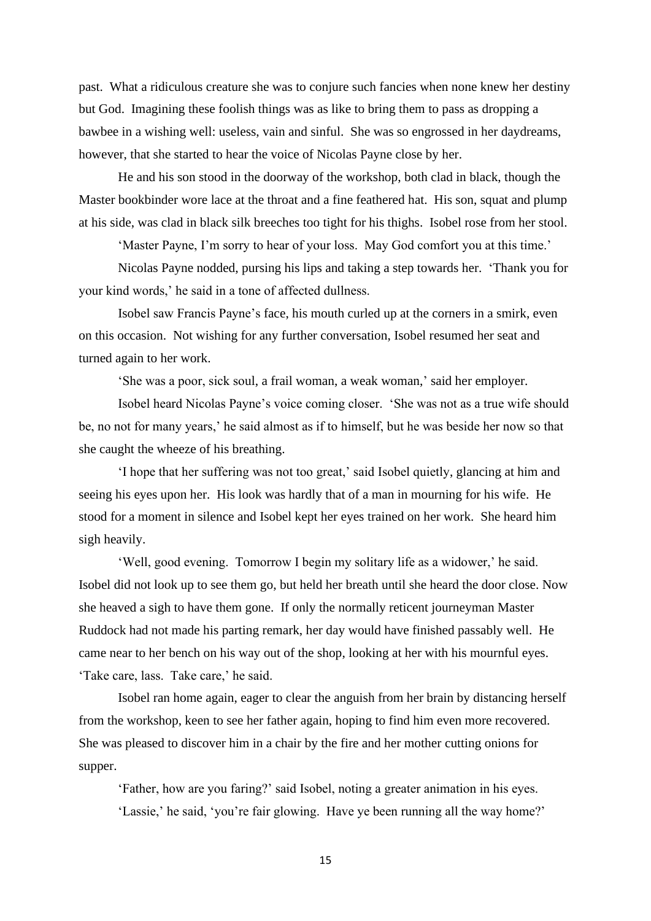past. What a ridiculous creature she was to conjure such fancies when none knew her destiny but God. Imagining these foolish things was as like to bring them to pass as dropping a bawbee in a wishing well: useless, vain and sinful. She was so engrossed in her daydreams, however, that she started to hear the voice of Nicolas Payne close by her.

He and his son stood in the doorway of the workshop, both clad in black, though the Master bookbinder wore lace at the throat and a fine feathered hat. His son, squat and plump at his side, was clad in black silk breeches too tight for his thighs. Isobel rose from her stool.

'Master Payne, I'm sorry to hear of your loss. May God comfort you at this time.'

Nicolas Payne nodded, pursing his lips and taking a step towards her. 'Thank you for your kind words,' he said in a tone of affected dullness.

Isobel saw Francis Payne's face, his mouth curled up at the corners in a smirk, even on this occasion. Not wishing for any further conversation, Isobel resumed her seat and turned again to her work.

'She was a poor, sick soul, a frail woman, a weak woman,' said her employer.

Isobel heard Nicolas Payne's voice coming closer. 'She was not as a true wife should be, no not for many years,' he said almost as if to himself, but he was beside her now so that she caught the wheeze of his breathing.

'I hope that her suffering was not too great,' said Isobel quietly, glancing at him and seeing his eyes upon her. His look was hardly that of a man in mourning for his wife. He stood for a moment in silence and Isobel kept her eyes trained on her work. She heard him sigh heavily.

'Well, good evening. Tomorrow I begin my solitary life as a widower,' he said. Isobel did not look up to see them go, but held her breath until she heard the door close. Now she heaved a sigh to have them gone. If only the normally reticent journeyman Master Ruddock had not made his parting remark, her day would have finished passably well. He came near to her bench on his way out of the shop, looking at her with his mournful eyes. 'Take care, lass. Take care,' he said.

Isobel ran home again, eager to clear the anguish from her brain by distancing herself from the workshop, keen to see her father again, hoping to find him even more recovered. She was pleased to discover him in a chair by the fire and her mother cutting onions for supper.

'Father, how are you faring?' said Isobel, noting a greater animation in his eyes.

'Lassie,' he said, 'you're fair glowing. Have ye been running all the way home?'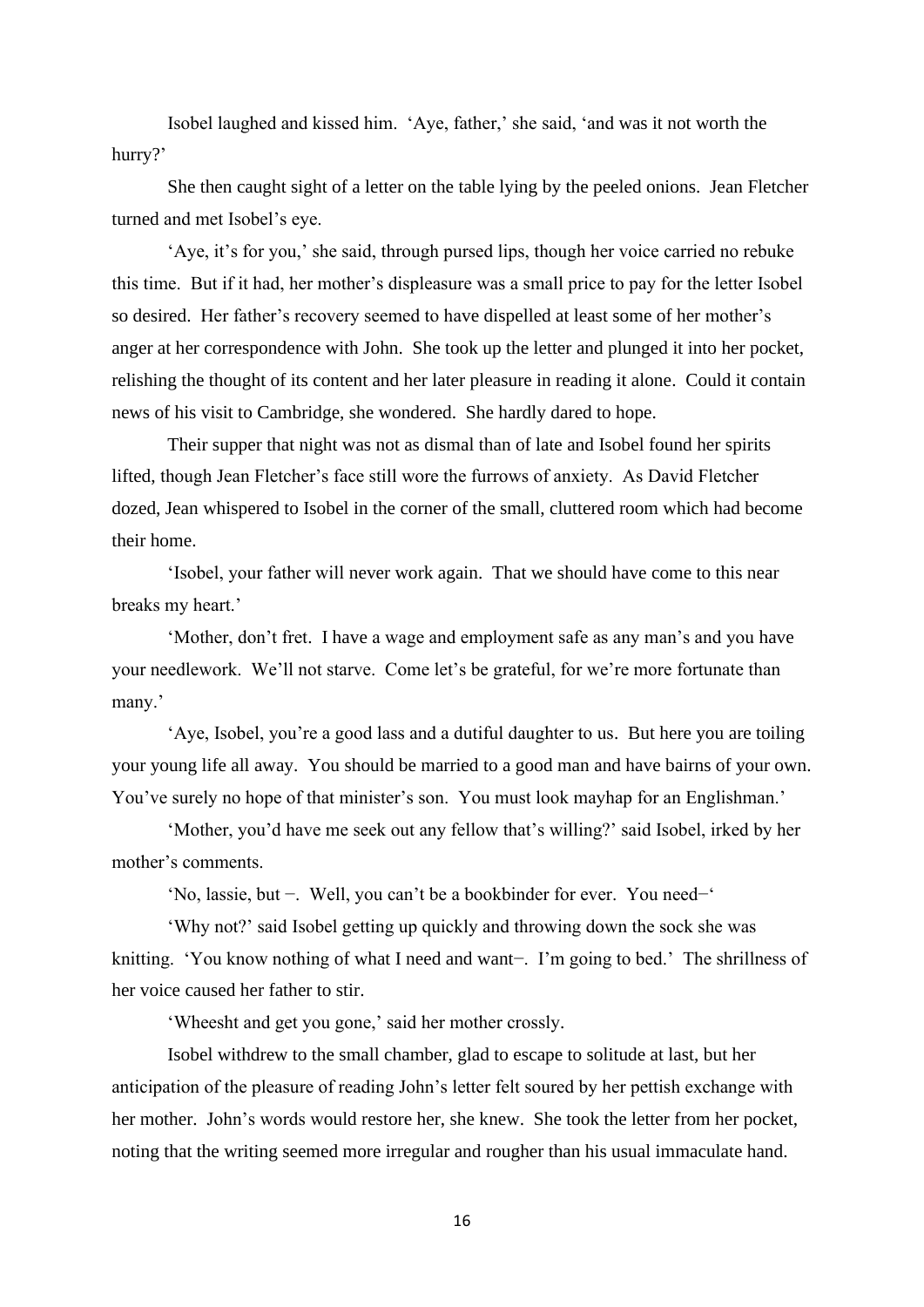Isobel laughed and kissed him. 'Aye, father,' she said, 'and was it not worth the hurry?'

She then caught sight of a letter on the table lying by the peeled onions. Jean Fletcher turned and met Isobel's eye.

'Aye, it's for you,' she said, through pursed lips, though her voice carried no rebuke this time. But if it had, her mother's displeasure was a small price to pay for the letter Isobel so desired. Her father's recovery seemed to have dispelled at least some of her mother's anger at her correspondence with John. She took up the letter and plunged it into her pocket, relishing the thought of its content and her later pleasure in reading it alone. Could it contain news of his visit to Cambridge, she wondered. She hardly dared to hope.

Their supper that night was not as dismal than of late and Isobel found her spirits lifted, though Jean Fletcher's face still wore the furrows of anxiety. As David Fletcher dozed, Jean whispered to Isobel in the corner of the small, cluttered room which had become their home.

'Isobel, your father will never work again. That we should have come to this near breaks my heart.'

'Mother, don't fret. I have a wage and employment safe as any man's and you have your needlework. We'll not starve. Come let's be grateful, for we're more fortunate than many.'

'Aye, Isobel, you're a good lass and a dutiful daughter to us. But here you are toiling your young life all away. You should be married to a good man and have bairns of your own. You've surely no hope of that minister's son. You must look mayhap for an Englishman.'

'Mother, you'd have me seek out any fellow that's willing?' said Isobel, irked by her mother's comments.

'No, lassie, but −. Well, you can't be a bookbinder for ever. You need−'

'Why not?' said Isobel getting up quickly and throwing down the sock she was knitting. 'You know nothing of what I need and want−. I'm going to bed.' The shrillness of her voice caused her father to stir.

'Wheesht and get you gone,' said her mother crossly.

Isobel withdrew to the small chamber, glad to escape to solitude at last, but her anticipation of the pleasure of reading John's letter felt soured by her pettish exchange with her mother. John's words would restore her, she knew. She took the letter from her pocket, noting that the writing seemed more irregular and rougher than his usual immaculate hand.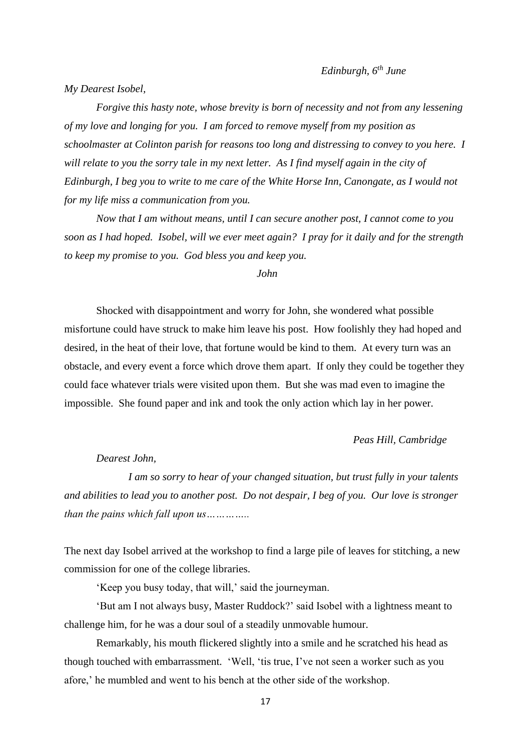*Edinburgh, 6th June*

*My Dearest Isobel,*

*Forgive this hasty note, whose brevity is born of necessity and not from any lessening of my love and longing for you. I am forced to remove myself from my position as schoolmaster at Colinton parish for reasons too long and distressing to convey to you here. I will relate to you the sorry tale in my next letter. As I find myself again in the city of Edinburgh, I beg you to write to me care of the White Horse Inn, Canongate, as I would not for my life miss a communication from you.*

*Now that I am without means, until I can secure another post, I cannot come to you soon as I had hoped. Isobel, will we ever meet again? I pray for it daily and for the strength to keep my promise to you. God bless you and keep you.*

*John*

Shocked with disappointment and worry for John, she wondered what possible misfortune could have struck to make him leave his post. How foolishly they had hoped and desired, in the heat of their love, that fortune would be kind to them. At every turn was an obstacle, and every event a force which drove them apart. If only they could be together they could face whatever trials were visited upon them. But she was mad even to imagine the impossible. She found paper and ink and took the only action which lay in her power.

*Peas Hill, Cambridge*

*Dearest John,*

*I am so sorry to hear of your changed situation, but trust fully in your talents and abilities to lead you to another post. Do not despair, I beg of you. Our love is stronger than the pains which fall upon us…………..*

The next day Isobel arrived at the workshop to find a large pile of leaves for stitching, a new commission for one of the college libraries.

'Keep you busy today, that will,' said the journeyman.

'But am I not always busy, Master Ruddock?' said Isobel with a lightness meant to challenge him, for he was a dour soul of a steadily unmovable humour.

Remarkably, his mouth flickered slightly into a smile and he scratched his head as though touched with embarrassment. 'Well, 'tis true, I've not seen a worker such as you afore,' he mumbled and went to his bench at the other side of the workshop.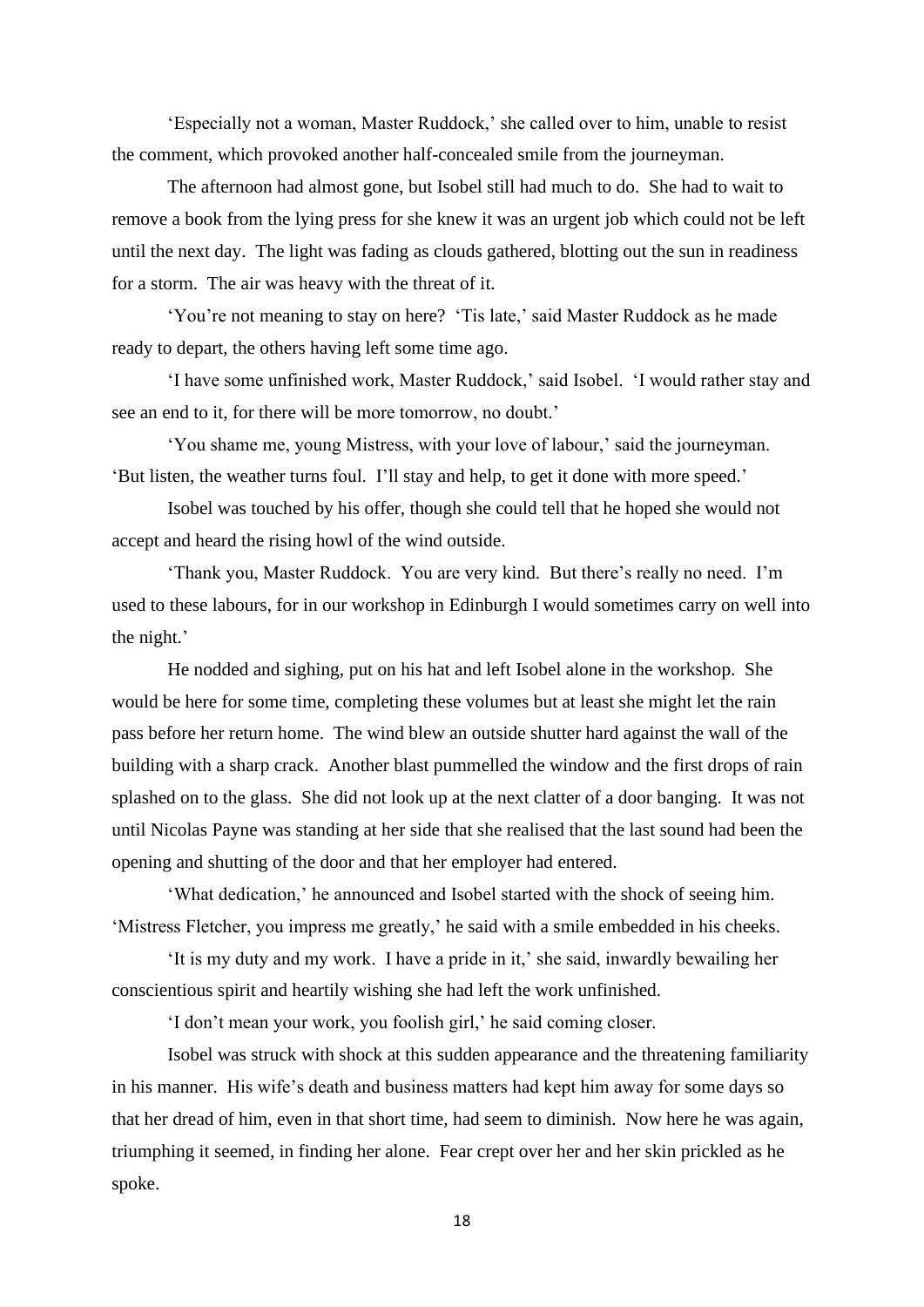'Especially not a woman, Master Ruddock,' she called over to him, unable to resist the comment, which provoked another half-concealed smile from the journeyman.

The afternoon had almost gone, but Isobel still had much to do. She had to wait to remove a book from the lying press for she knew it was an urgent job which could not be left until the next day. The light was fading as clouds gathered, blotting out the sun in readiness for a storm. The air was heavy with the threat of it.

'You're not meaning to stay on here? 'Tis late,' said Master Ruddock as he made ready to depart, the others having left some time ago.

'I have some unfinished work, Master Ruddock,' said Isobel. 'I would rather stay and see an end to it, for there will be more tomorrow, no doubt.'

'You shame me, young Mistress, with your love of labour,' said the journeyman. 'But listen, the weather turns foul. I'll stay and help, to get it done with more speed.'

Isobel was touched by his offer, though she could tell that he hoped she would not accept and heard the rising howl of the wind outside.

'Thank you, Master Ruddock. You are very kind. But there's really no need. I'm used to these labours, for in our workshop in Edinburgh I would sometimes carry on well into the night.'

He nodded and sighing, put on his hat and left Isobel alone in the workshop. She would be here for some time, completing these volumes but at least she might let the rain pass before her return home. The wind blew an outside shutter hard against the wall of the building with a sharp crack. Another blast pummelled the window and the first drops of rain splashed on to the glass. She did not look up at the next clatter of a door banging. It was not until Nicolas Payne was standing at her side that she realised that the last sound had been the opening and shutting of the door and that her employer had entered.

'What dedication,' he announced and Isobel started with the shock of seeing him. 'Mistress Fletcher, you impress me greatly,' he said with a smile embedded in his cheeks.

'It is my duty and my work. I have a pride in it,' she said, inwardly bewailing her conscientious spirit and heartily wishing she had left the work unfinished.

'I don't mean your work, you foolish girl,' he said coming closer.

Isobel was struck with shock at this sudden appearance and the threatening familiarity in his manner. His wife's death and business matters had kept him away for some days so that her dread of him, even in that short time, had seem to diminish. Now here he was again, triumphing it seemed, in finding her alone. Fear crept over her and her skin prickled as he spoke.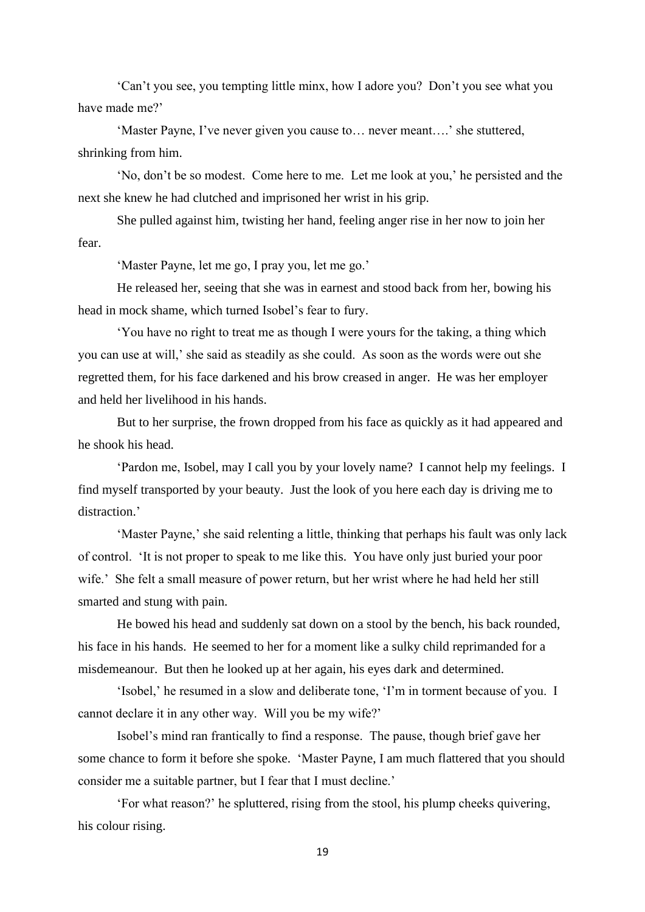'Can't you see, you tempting little minx, how I adore you? Don't you see what you have made me?'

'Master Payne, I've never given you cause to… never meant….' she stuttered, shrinking from him.

'No, don't be so modest. Come here to me. Let me look at you,' he persisted and the next she knew he had clutched and imprisoned her wrist in his grip.

She pulled against him, twisting her hand, feeling anger rise in her now to join her fear.

'Master Payne, let me go, I pray you, let me go.'

He released her, seeing that she was in earnest and stood back from her, bowing his head in mock shame, which turned Isobel's fear to fury.

'You have no right to treat me as though I were yours for the taking, a thing which you can use at will,' she said as steadily as she could. As soon as the words were out she regretted them, for his face darkened and his brow creased in anger. He was her employer and held her livelihood in his hands.

But to her surprise, the frown dropped from his face as quickly as it had appeared and he shook his head.

'Pardon me, Isobel, may I call you by your lovely name? I cannot help my feelings. I find myself transported by your beauty. Just the look of you here each day is driving me to distraction.'

'Master Payne,' she said relenting a little, thinking that perhaps his fault was only lack of control. 'It is not proper to speak to me like this. You have only just buried your poor wife.' She felt a small measure of power return, but her wrist where he had held her still smarted and stung with pain.

He bowed his head and suddenly sat down on a stool by the bench, his back rounded, his face in his hands. He seemed to her for a moment like a sulky child reprimanded for a misdemeanour. But then he looked up at her again, his eyes dark and determined.

'Isobel,' he resumed in a slow and deliberate tone, 'I'm in torment because of you. I cannot declare it in any other way. Will you be my wife?'

Isobel's mind ran frantically to find a response. The pause, though brief gave her some chance to form it before she spoke. 'Master Payne, I am much flattered that you should consider me a suitable partner, but I fear that I must decline.'

'For what reason?' he spluttered, rising from the stool, his plump cheeks quivering, his colour rising.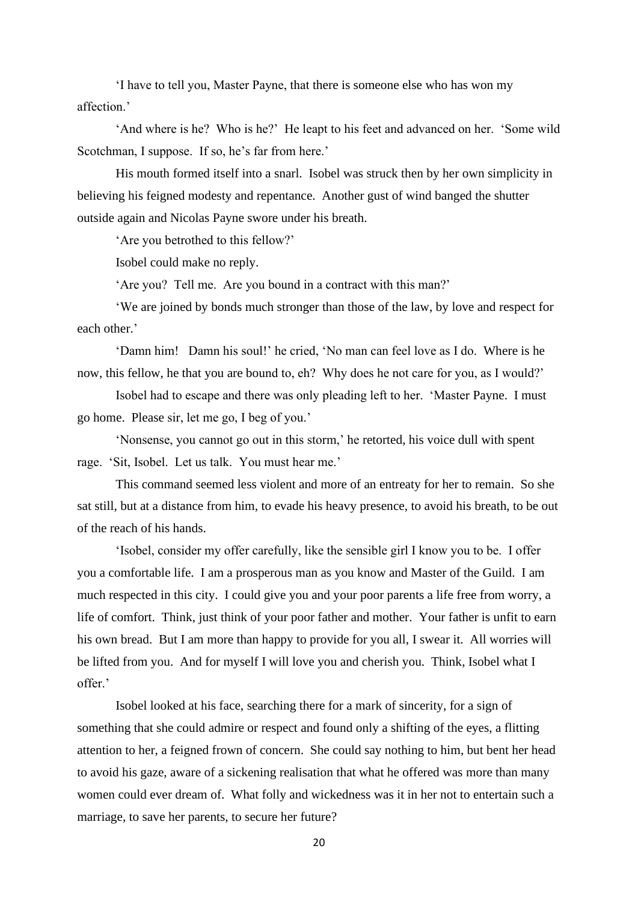'I have to tell you, Master Payne, that there is someone else who has won my affection.'

'And where is he? Who is he?' He leapt to his feet and advanced on her. 'Some wild Scotchman, I suppose. If so, he's far from here.'

His mouth formed itself into a snarl. Isobel was struck then by her own simplicity in believing his feigned modesty and repentance. Another gust of wind banged the shutter outside again and Nicolas Payne swore under his breath.

'Are you betrothed to this fellow?'

Isobel could make no reply.

'Are you? Tell me. Are you bound in a contract with this man?'

'We are joined by bonds much stronger than those of the law, by love and respect for each other.'

'Damn him! Damn his soul!' he cried, 'No man can feel love as I do. Where is he now, this fellow, he that you are bound to, eh? Why does he not care for you, as I would?'

Isobel had to escape and there was only pleading left to her. 'Master Payne. I must go home. Please sir, let me go, I beg of you.'

'Nonsense, you cannot go out in this storm,' he retorted, his voice dull with spent rage. 'Sit, Isobel. Let us talk. You must hear me.'

This command seemed less violent and more of an entreaty for her to remain. So she sat still, but at a distance from him, to evade his heavy presence, to avoid his breath, to be out of the reach of his hands.

'Isobel, consider my offer carefully, like the sensible girl I know you to be. I offer you a comfortable life. I am a prosperous man as you know and Master of the Guild. I am much respected in this city. I could give you and your poor parents a life free from worry, a life of comfort. Think, just think of your poor father and mother. Your father is unfit to earn his own bread. But I am more than happy to provide for you all, I swear it. All worries will be lifted from you. And for myself I will love you and cherish you. Think, Isobel what I offer.'

Isobel looked at his face, searching there for a mark of sincerity, for a sign of something that she could admire or respect and found only a shifting of the eyes, a flitting attention to her, a feigned frown of concern. She could say nothing to him, but bent her head to avoid his gaze, aware of a sickening realisation that what he offered was more than many women could ever dream of. What folly and wickedness was it in her not to entertain such a marriage, to save her parents, to secure her future?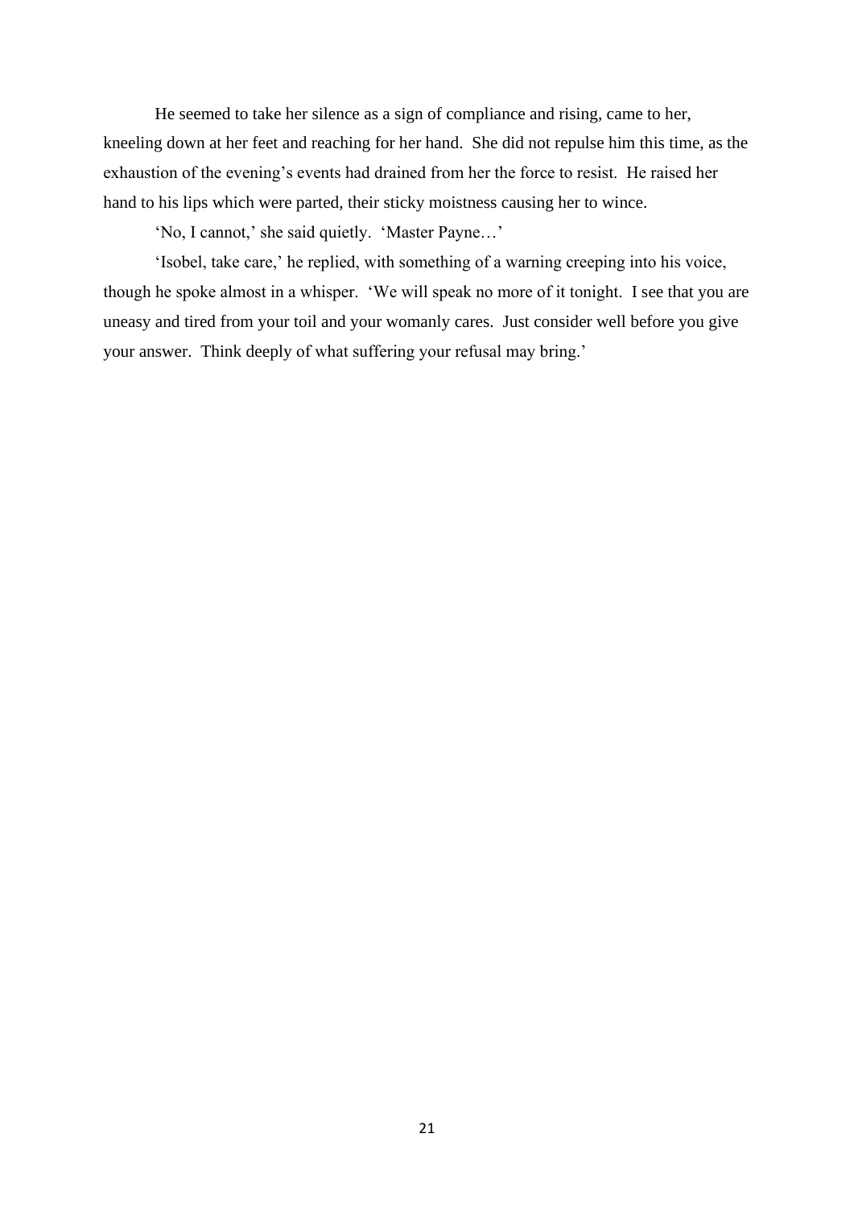He seemed to take her silence as a sign of compliance and rising, came to her, kneeling down at her feet and reaching for her hand. She did not repulse him this time, as the exhaustion of the evening's events had drained from her the force to resist. He raised her hand to his lips which were parted, their sticky moistness causing her to wince.

'No, I cannot,' she said quietly. 'Master Payne…'

'Isobel, take care,' he replied, with something of a warning creeping into his voice, though he spoke almost in a whisper. 'We will speak no more of it tonight. I see that you are uneasy and tired from your toil and your womanly cares. Just consider well before you give your answer. Think deeply of what suffering your refusal may bring.'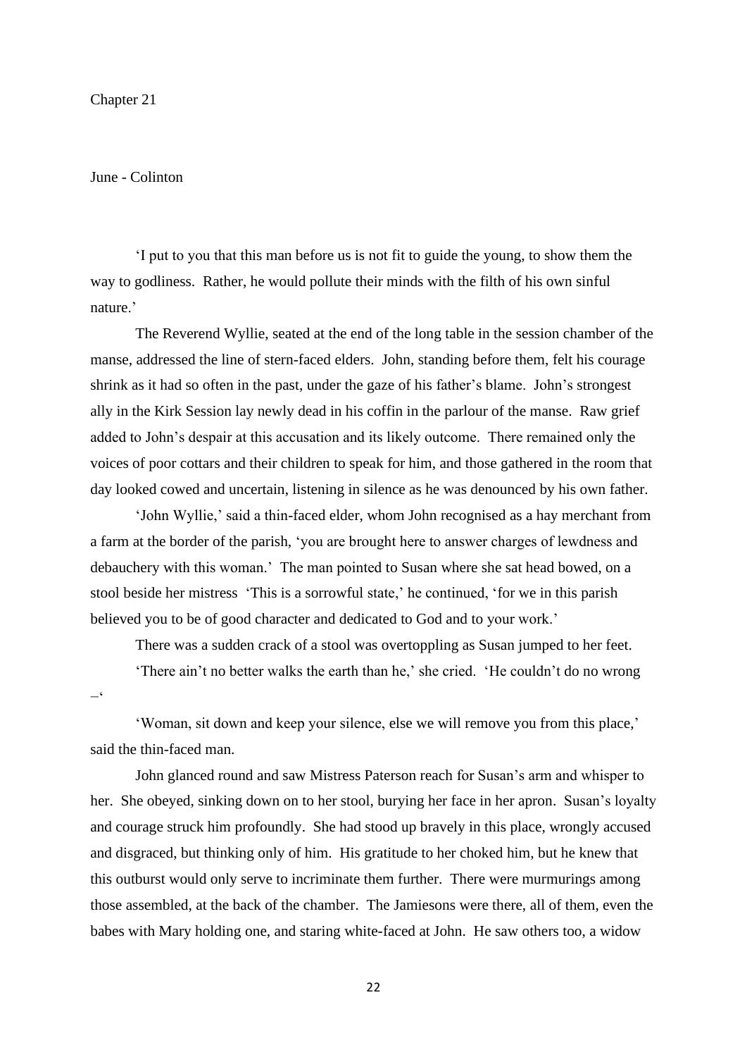Chapter 21

June - Colinton

'I put to you that this man before us is not fit to guide the young, to show them the way to godliness. Rather, he would pollute their minds with the filth of his own sinful nature.'

The Reverend Wyllie, seated at the end of the long table in the session chamber of the manse, addressed the line of stern-faced elders. John, standing before them, felt his courage shrink as it had so often in the past, under the gaze of his father's blame. John's strongest ally in the Kirk Session lay newly dead in his coffin in the parlour of the manse. Raw grief added to John's despair at this accusation and its likely outcome. There remained only the voices of poor cottars and their children to speak for him, and those gathered in the room that day looked cowed and uncertain, listening in silence as he was denounced by his own father.

'John Wyllie,' said a thin-faced elder, whom John recognised as a hay merchant from a farm at the border of the parish, 'you are brought here to answer charges of lewdness and debauchery with this woman.' The man pointed to Susan where she sat head bowed, on a stool beside her mistress 'This is a sorrowful state,' he continued, 'for we in this parish believed you to be of good character and dedicated to God and to your work.'

There was a sudden crack of a stool was overtoppling as Susan jumped to her feet.

'There ain't no better walks the earth than he,' she cried. 'He couldn't do no wrong –'

'Woman, sit down and keep your silence, else we will remove you from this place,' said the thin-faced man.

John glanced round and saw Mistress Paterson reach for Susan's arm and whisper to her. She obeyed, sinking down on to her stool, burying her face in her apron. Susan's loyalty and courage struck him profoundly. She had stood up bravely in this place, wrongly accused and disgraced, but thinking only of him. His gratitude to her choked him, but he knew that this outburst would only serve to incriminate them further. There were murmurings among those assembled, at the back of the chamber. The Jamiesons were there, all of them, even the babes with Mary holding one, and staring white-faced at John. He saw others too, a widow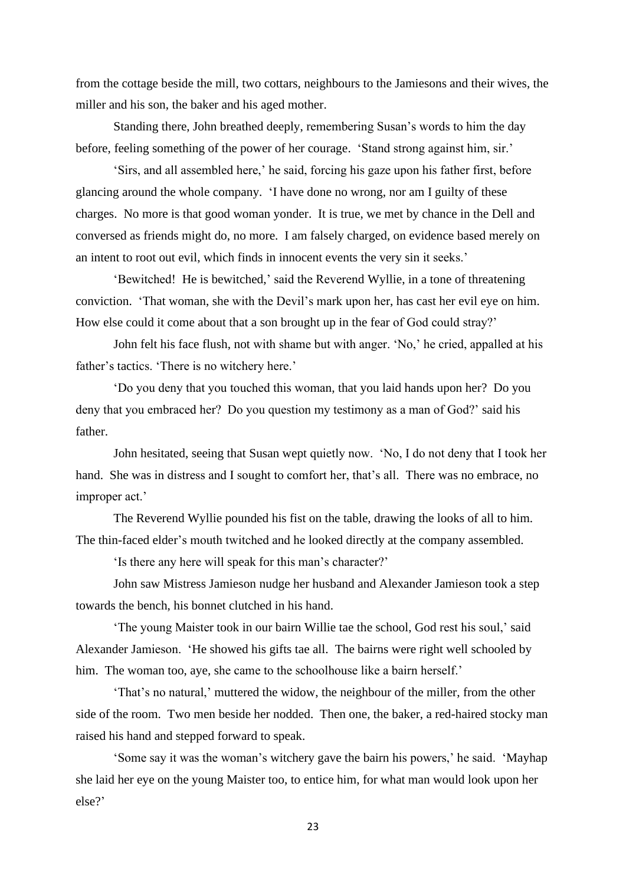from the cottage beside the mill, two cottars, neighbours to the Jamiesons and their wives, the miller and his son, the baker and his aged mother.

Standing there, John breathed deeply, remembering Susan's words to him the day before, feeling something of the power of her courage. 'Stand strong against him, sir.'

'Sirs, and all assembled here,' he said, forcing his gaze upon his father first, before glancing around the whole company. 'I have done no wrong, nor am I guilty of these charges. No more is that good woman yonder. It is true, we met by chance in the Dell and conversed as friends might do, no more. I am falsely charged, on evidence based merely on an intent to root out evil, which finds in innocent events the very sin it seeks.'

'Bewitched! He is bewitched,' said the Reverend Wyllie, in a tone of threatening conviction. 'That woman, she with the Devil's mark upon her, has cast her evil eye on him. How else could it come about that a son brought up in the fear of God could stray?'

John felt his face flush, not with shame but with anger. 'No,' he cried, appalled at his father's tactics. 'There is no witchery here.'

'Do you deny that you touched this woman, that you laid hands upon her? Do you deny that you embraced her? Do you question my testimony as a man of God?' said his father.

John hesitated, seeing that Susan wept quietly now. 'No, I do not deny that I took her hand. She was in distress and I sought to comfort her, that's all. There was no embrace, no improper act.'

The Reverend Wyllie pounded his fist on the table, drawing the looks of all to him. The thin-faced elder's mouth twitched and he looked directly at the company assembled.

'Is there any here will speak for this man's character?'

John saw Mistress Jamieson nudge her husband and Alexander Jamieson took a step towards the bench, his bonnet clutched in his hand.

'The young Maister took in our bairn Willie tae the school, God rest his soul,' said Alexander Jamieson. 'He showed his gifts tae all. The bairns were right well schooled by him. The woman too, aye, she came to the schoolhouse like a bairn herself.'

'That's no natural,' muttered the widow, the neighbour of the miller, from the other side of the room. Two men beside her nodded. Then one, the baker, a red-haired stocky man raised his hand and stepped forward to speak.

'Some say it was the woman's witchery gave the bairn his powers,' he said. 'Mayhap she laid her eye on the young Maister too, to entice him, for what man would look upon her else?'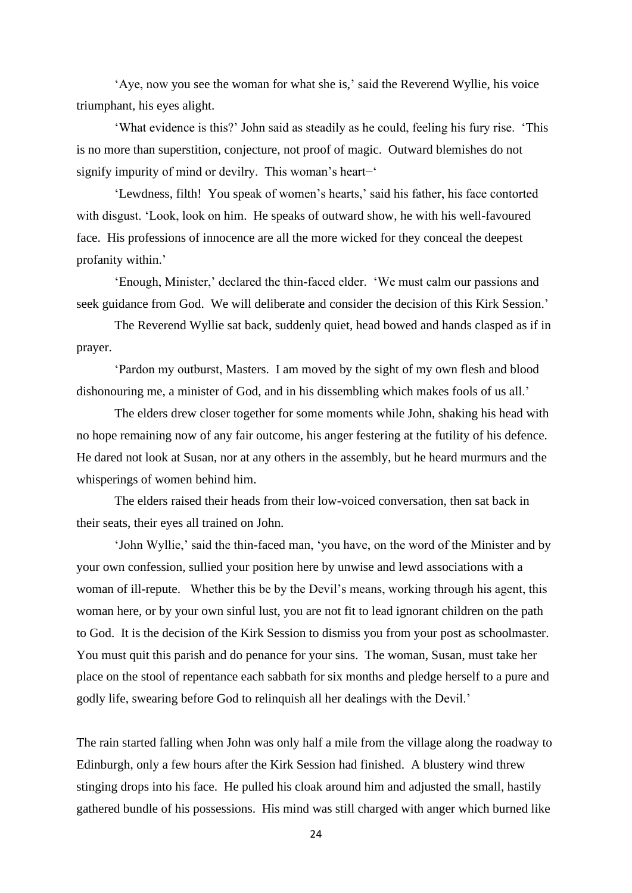'Aye, now you see the woman for what she is,' said the Reverend Wyllie, his voice triumphant, his eyes alight.

'What evidence is this?' John said as steadily as he could, feeling his fury rise. 'This is no more than superstition, conjecture, not proof of magic. Outward blemishes do not signify impurity of mind or devilry. This woman's heart−'

'Lewdness, filth! You speak of women's hearts,' said his father, his face contorted with disgust. 'Look, look on him. He speaks of outward show, he with his well-favoured face. His professions of innocence are all the more wicked for they conceal the deepest profanity within.'

'Enough, Minister,' declared the thin-faced elder. 'We must calm our passions and seek guidance from God. We will deliberate and consider the decision of this Kirk Session.'

The Reverend Wyllie sat back, suddenly quiet, head bowed and hands clasped as if in prayer.

'Pardon my outburst, Masters. I am moved by the sight of my own flesh and blood dishonouring me, a minister of God, and in his dissembling which makes fools of us all.'

The elders drew closer together for some moments while John, shaking his head with no hope remaining now of any fair outcome, his anger festering at the futility of his defence. He dared not look at Susan, nor at any others in the assembly, but he heard murmurs and the whisperings of women behind him.

The elders raised their heads from their low-voiced conversation, then sat back in their seats, their eyes all trained on John.

'John Wyllie,' said the thin-faced man, 'you have, on the word of the Minister and by your own confession, sullied your position here by unwise and lewd associations with a woman of ill-repute. Whether this be by the Devil's means, working through his agent, this woman here, or by your own sinful lust, you are not fit to lead ignorant children on the path to God. It is the decision of the Kirk Session to dismiss you from your post as schoolmaster. You must quit this parish and do penance for your sins. The woman, Susan, must take her place on the stool of repentance each sabbath for six months and pledge herself to a pure and godly life, swearing before God to relinquish all her dealings with the Devil.'

The rain started falling when John was only half a mile from the village along the roadway to Edinburgh, only a few hours after the Kirk Session had finished. A blustery wind threw stinging drops into his face. He pulled his cloak around him and adjusted the small, hastily gathered bundle of his possessions. His mind was still charged with anger which burned like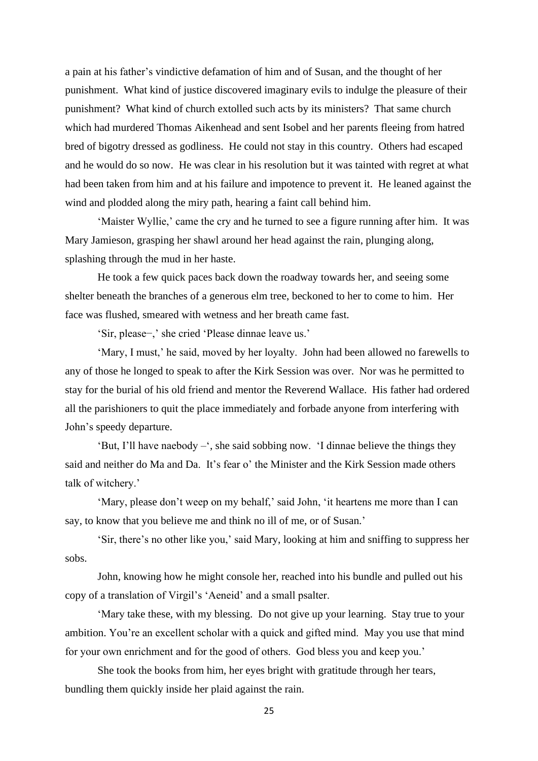a pain at his father's vindictive defamation of him and of Susan, and the thought of her punishment. What kind of justice discovered imaginary evils to indulge the pleasure of their punishment? What kind of church extolled such acts by its ministers? That same church which had murdered Thomas Aikenhead and sent Isobel and her parents fleeing from hatred bred of bigotry dressed as godliness. He could not stay in this country. Others had escaped and he would do so now. He was clear in his resolution but it was tainted with regret at what had been taken from him and at his failure and impotence to prevent it. He leaned against the wind and plodded along the miry path, hearing a faint call behind him.

'Maister Wyllie,' came the cry and he turned to see a figure running after him. It was Mary Jamieson, grasping her shawl around her head against the rain, plunging along, splashing through the mud in her haste.

He took a few quick paces back down the roadway towards her, and seeing some shelter beneath the branches of a generous elm tree, beckoned to her to come to him. Her face was flushed, smeared with wetness and her breath came fast.

'Sir, please–,' she cried 'Please dinnae leave us.'

'Mary, I must,' he said, moved by her loyalty. John had been allowed no farewells to any of those he longed to speak to after the Kirk Session was over. Nor was he permitted to stay for the burial of his old friend and mentor the Reverend Wallace. His father had ordered all the parishioners to quit the place immediately and forbade anyone from interfering with John's speedy departure.

'But, I'll have naebody –', she said sobbing now. 'I dinnae believe the things they said and neither do Ma and Da. It's fear o' the Minister and the Kirk Session made others talk of witchery.'

'Mary, please don't weep on my behalf,' said John, 'it heartens me more than I can say, to know that you believe me and think no ill of me, or of Susan.'

'Sir, there's no other like you,' said Mary, looking at him and sniffing to suppress her sobs.

John, knowing how he might console her, reached into his bundle and pulled out his copy of a translation of Virgil's 'Aeneid' and a small psalter.

'Mary take these, with my blessing. Do not give up your learning. Stay true to your ambition. You're an excellent scholar with a quick and gifted mind. May you use that mind for your own enrichment and for the good of others. God bless you and keep you.'

She took the books from him, her eyes bright with gratitude through her tears, bundling them quickly inside her plaid against the rain.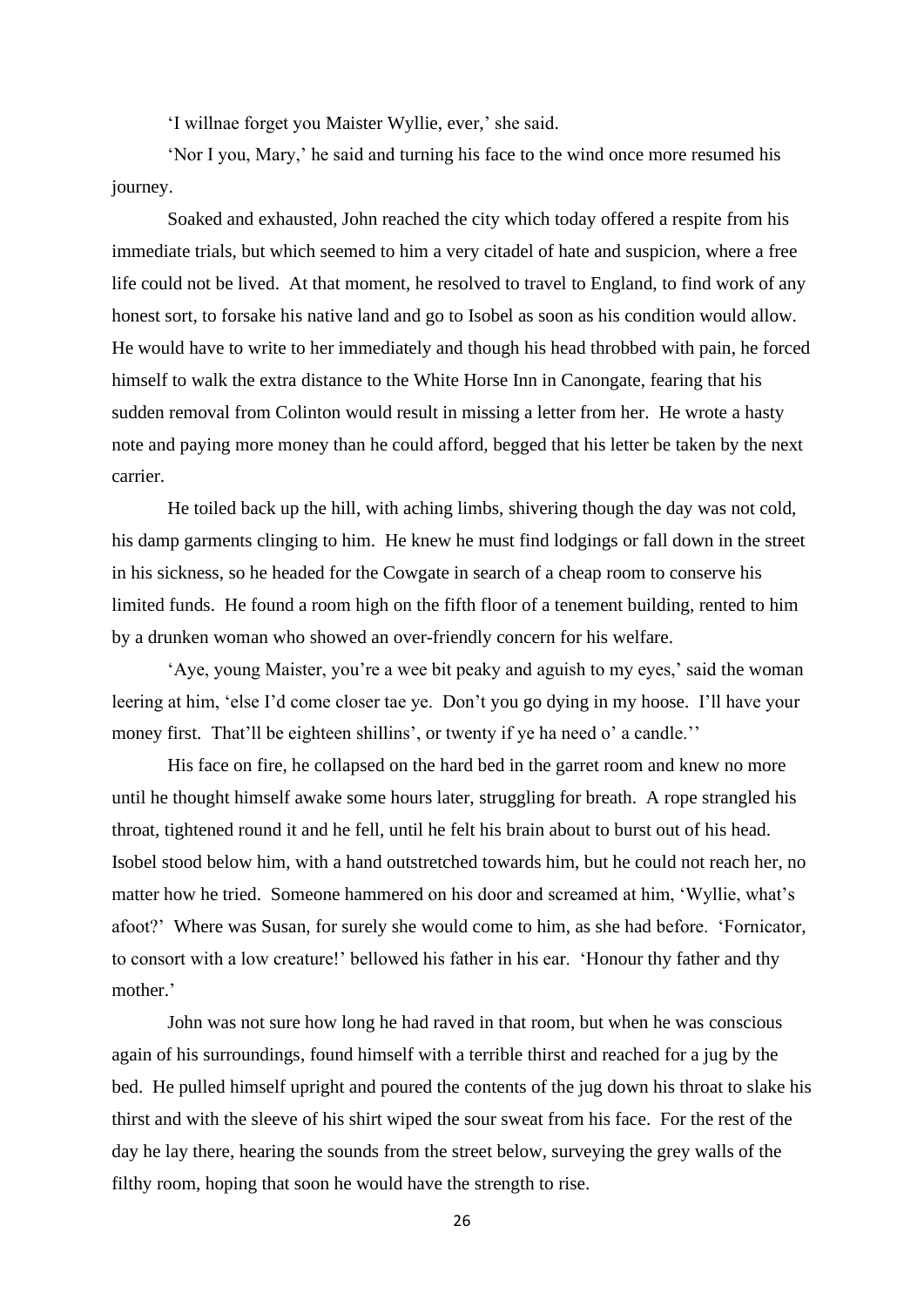'I willnae forget you Maister Wyllie, ever,' she said.

'Nor I you, Mary,' he said and turning his face to the wind once more resumed his journey.

Soaked and exhausted, John reached the city which today offered a respite from his immediate trials, but which seemed to him a very citadel of hate and suspicion, where a free life could not be lived. At that moment, he resolved to travel to England, to find work of any honest sort, to forsake his native land and go to Isobel as soon as his condition would allow. He would have to write to her immediately and though his head throbbed with pain, he forced himself to walk the extra distance to the White Horse Inn in Canongate, fearing that his sudden removal from Colinton would result in missing a letter from her. He wrote a hasty note and paying more money than he could afford, begged that his letter be taken by the next carrier.

He toiled back up the hill, with aching limbs, shivering though the day was not cold, his damp garments clinging to him. He knew he must find lodgings or fall down in the street in his sickness, so he headed for the Cowgate in search of a cheap room to conserve his limited funds. He found a room high on the fifth floor of a tenement building, rented to him by a drunken woman who showed an over-friendly concern for his welfare.

'Aye, young Maister, you're a wee bit peaky and aguish to my eyes,' said the woman leering at him, 'else I'd come closer tae ye. Don't you go dying in my hoose. I'll have your money first. That'll be eighteen shillins', or twenty if ye ha need o' a candle.''

His face on fire, he collapsed on the hard bed in the garret room and knew no more until he thought himself awake some hours later, struggling for breath. A rope strangled his throat, tightened round it and he fell, until he felt his brain about to burst out of his head. Isobel stood below him, with a hand outstretched towards him, but he could not reach her, no matter how he tried. Someone hammered on his door and screamed at him, 'Wyllie, what's afoot?' Where was Susan, for surely she would come to him, as she had before. 'Fornicator, to consort with a low creature!' bellowed his father in his ear. 'Honour thy father and thy mother.'

John was not sure how long he had raved in that room, but when he was conscious again of his surroundings, found himself with a terrible thirst and reached for a jug by the bed. He pulled himself upright and poured the contents of the jug down his throat to slake his thirst and with the sleeve of his shirt wiped the sour sweat from his face. For the rest of the day he lay there, hearing the sounds from the street below, surveying the grey walls of the filthy room, hoping that soon he would have the strength to rise.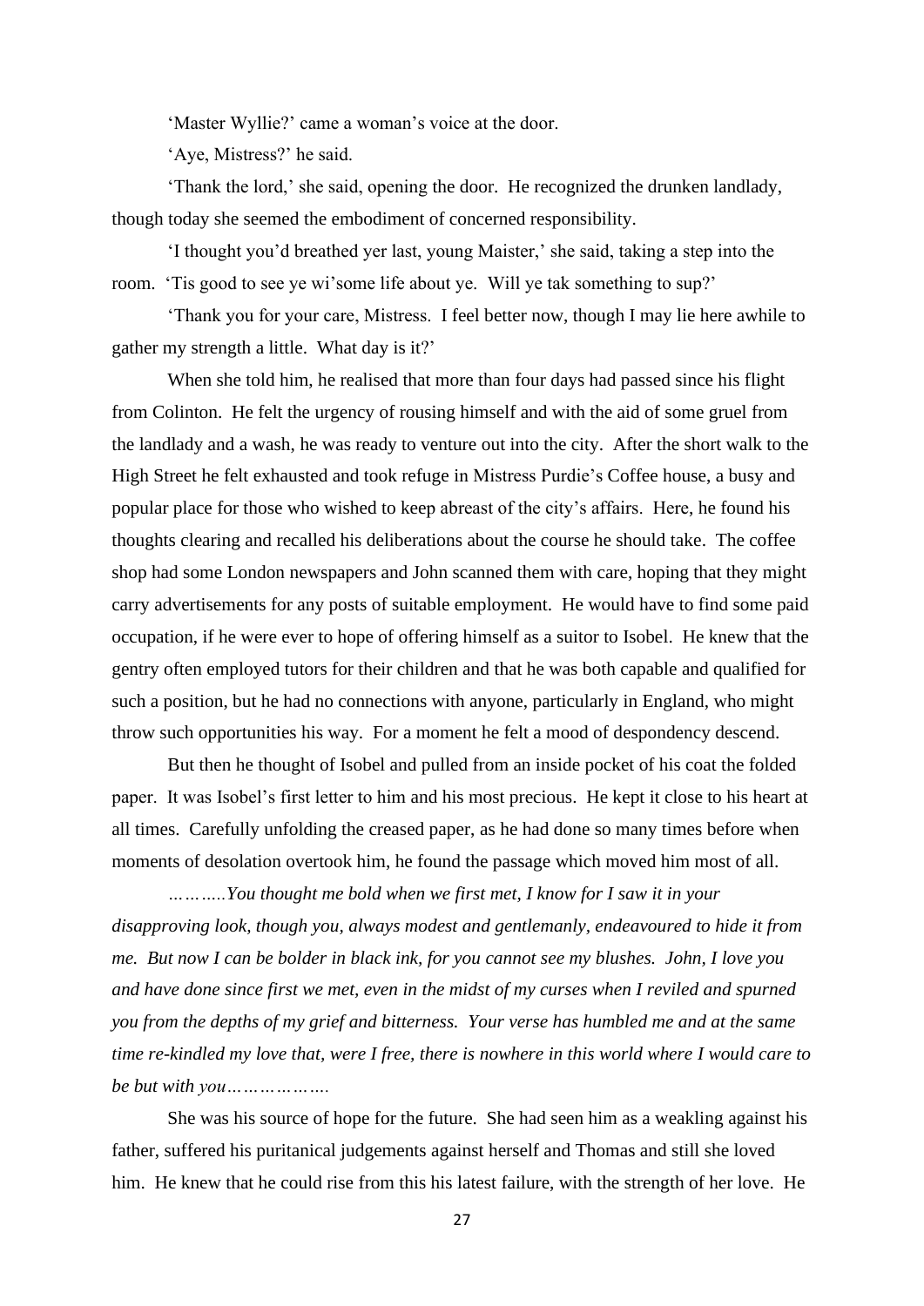'Master Wyllie?' came a woman's voice at the door.

'Aye, Mistress?' he said.

'Thank the lord,' she said, opening the door. He recognized the drunken landlady, though today she seemed the embodiment of concerned responsibility.

'I thought you'd breathed yer last, young Maister,' she said, taking a step into the room. 'Tis good to see ye wi'some life about ye. Will ye tak something to sup?'

'Thank you for your care, Mistress. I feel better now, though I may lie here awhile to gather my strength a little. What day is it?'

When she told him, he realised that more than four days had passed since his flight from Colinton. He felt the urgency of rousing himself and with the aid of some gruel from the landlady and a wash, he was ready to venture out into the city. After the short walk to the High Street he felt exhausted and took refuge in Mistress Purdie's Coffee house, a busy and popular place for those who wished to keep abreast of the city's affairs. Here, he found his thoughts clearing and recalled his deliberations about the course he should take. The coffee shop had some London newspapers and John scanned them with care, hoping that they might carry advertisements for any posts of suitable employment. He would have to find some paid occupation, if he were ever to hope of offering himself as a suitor to Isobel. He knew that the gentry often employed tutors for their children and that he was both capable and qualified for such a position, but he had no connections with anyone, particularly in England, who might throw such opportunities his way. For a moment he felt a mood of despondency descend.

But then he thought of Isobel and pulled from an inside pocket of his coat the folded paper. It was Isobel's first letter to him and his most precious. He kept it close to his heart at all times. Carefully unfolding the creased paper, as he had done so many times before when moments of desolation overtook him, he found the passage which moved him most of all.

*………..You thought me bold when we first met, I know for I saw it in your disapproving look, though you, always modest and gentlemanly, endeavoured to hide it from me. But now I can be bolder in black ink, for you cannot see my blushes. John, I love you and have done since first we met, even in the midst of my curses when I reviled and spurned you from the depths of my grief and bitterness. Your verse has humbled me and at the same time re-kindled my love that, were I free, there is nowhere in this world where I would care to be but with you……………….*

She was his source of hope for the future. She had seen him as a weakling against his father, suffered his puritanical judgements against herself and Thomas and still she loved him. He knew that he could rise from this his latest failure, with the strength of her love. He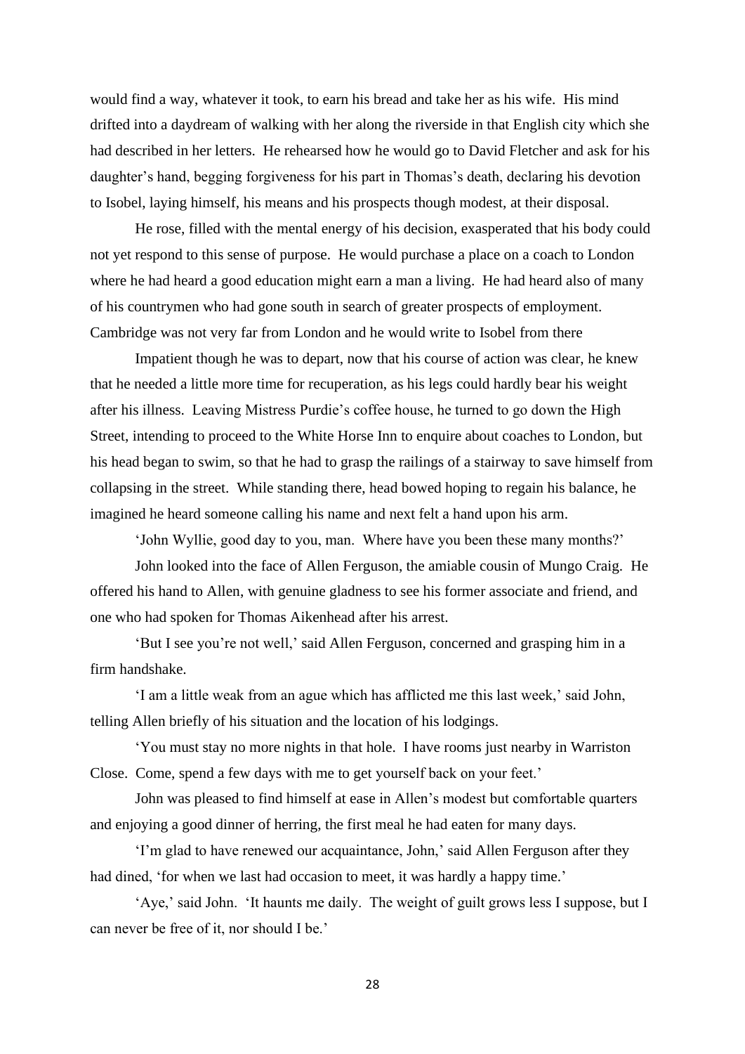would find a way, whatever it took, to earn his bread and take her as his wife. His mind drifted into a daydream of walking with her along the riverside in that English city which she had described in her letters. He rehearsed how he would go to David Fletcher and ask for his daughter's hand, begging forgiveness for his part in Thomas's death, declaring his devotion to Isobel, laying himself, his means and his prospects though modest, at their disposal.

He rose, filled with the mental energy of his decision, exasperated that his body could not yet respond to this sense of purpose. He would purchase a place on a coach to London where he had heard a good education might earn a man a living. He had heard also of many of his countrymen who had gone south in search of greater prospects of employment. Cambridge was not very far from London and he would write to Isobel from there

Impatient though he was to depart, now that his course of action was clear, he knew that he needed a little more time for recuperation, as his legs could hardly bear his weight after his illness. Leaving Mistress Purdie's coffee house, he turned to go down the High Street, intending to proceed to the White Horse Inn to enquire about coaches to London, but his head began to swim, so that he had to grasp the railings of a stairway to save himself from collapsing in the street. While standing there, head bowed hoping to regain his balance, he imagined he heard someone calling his name and next felt a hand upon his arm.

'John Wyllie, good day to you, man. Where have you been these many months?'

John looked into the face of Allen Ferguson, the amiable cousin of Mungo Craig. He offered his hand to Allen, with genuine gladness to see his former associate and friend, and one who had spoken for Thomas Aikenhead after his arrest.

'But I see you're not well,' said Allen Ferguson, concerned and grasping him in a firm handshake.

'I am a little weak from an ague which has afflicted me this last week,' said John, telling Allen briefly of his situation and the location of his lodgings.

'You must stay no more nights in that hole. I have rooms just nearby in Warriston Close. Come, spend a few days with me to get yourself back on your feet.'

John was pleased to find himself at ease in Allen's modest but comfortable quarters and enjoying a good dinner of herring, the first meal he had eaten for many days.

'I'm glad to have renewed our acquaintance, John,' said Allen Ferguson after they had dined, 'for when we last had occasion to meet, it was hardly a happy time.'

'Aye,' said John. 'It haunts me daily. The weight of guilt grows less I suppose, but I can never be free of it, nor should I be.'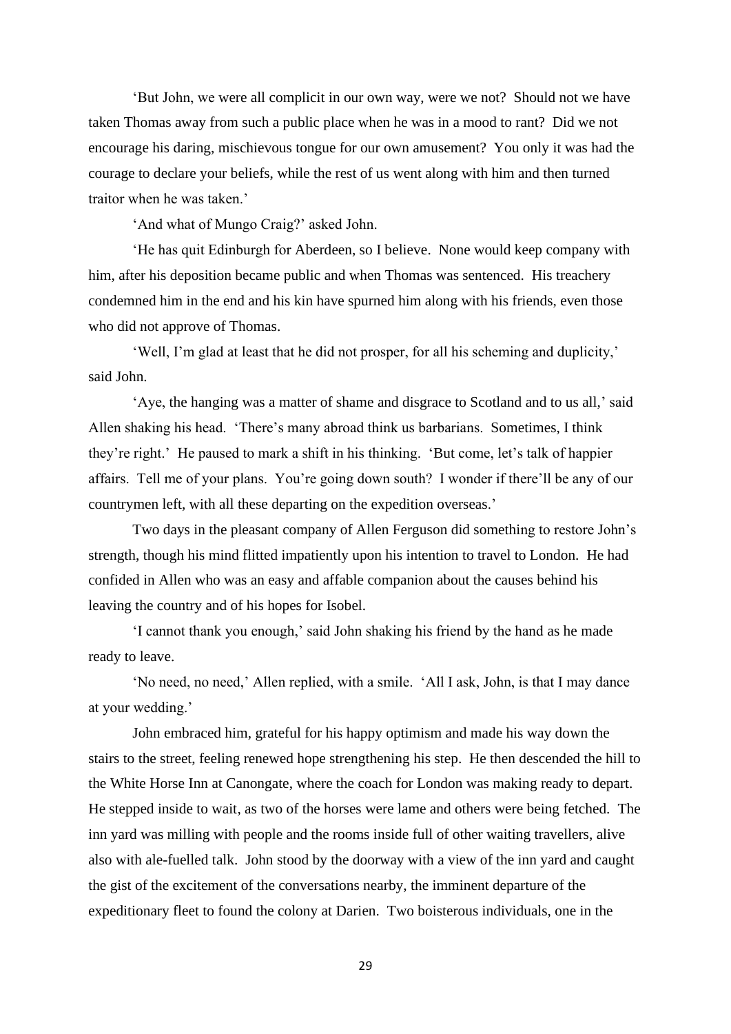'But John, we were all complicit in our own way, were we not? Should not we have taken Thomas away from such a public place when he was in a mood to rant? Did we not encourage his daring, mischievous tongue for our own amusement? You only it was had the courage to declare your beliefs, while the rest of us went along with him and then turned traitor when he was taken.'

'And what of Mungo Craig?' asked John.

'He has quit Edinburgh for Aberdeen, so I believe. None would keep company with him, after his deposition became public and when Thomas was sentenced. His treachery condemned him in the end and his kin have spurned him along with his friends, even those who did not approve of Thomas.

'Well, I'm glad at least that he did not prosper, for all his scheming and duplicity,' said John.

'Aye, the hanging was a matter of shame and disgrace to Scotland and to us all,' said Allen shaking his head. 'There's many abroad think us barbarians. Sometimes, I think they're right.' He paused to mark a shift in his thinking. 'But come, let's talk of happier affairs. Tell me of your plans. You're going down south? I wonder if there'll be any of our countrymen left, with all these departing on the expedition overseas.'

Two days in the pleasant company of Allen Ferguson did something to restore John's strength, though his mind flitted impatiently upon his intention to travel to London. He had confided in Allen who was an easy and affable companion about the causes behind his leaving the country and of his hopes for Isobel.

'I cannot thank you enough,' said John shaking his friend by the hand as he made ready to leave.

'No need, no need,' Allen replied, with a smile. 'All I ask, John, is that I may dance at your wedding.'

John embraced him, grateful for his happy optimism and made his way down the stairs to the street, feeling renewed hope strengthening his step. He then descended the hill to the White Horse Inn at Canongate, where the coach for London was making ready to depart. He stepped inside to wait, as two of the horses were lame and others were being fetched. The inn yard was milling with people and the rooms inside full of other waiting travellers, alive also with ale-fuelled talk. John stood by the doorway with a view of the inn yard and caught the gist of the excitement of the conversations nearby, the imminent departure of the expeditionary fleet to found the colony at Darien. Two boisterous individuals, one in the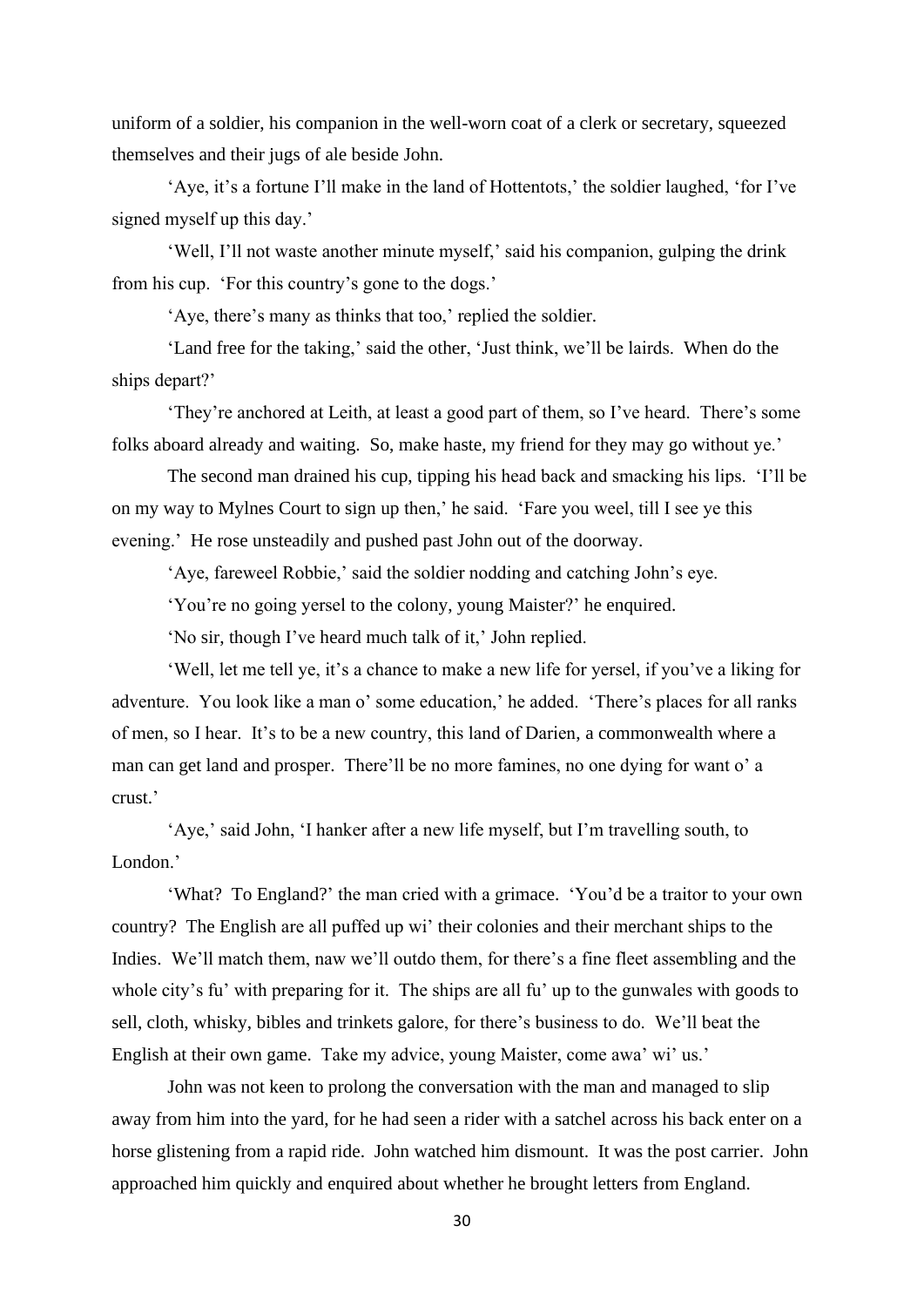uniform of a soldier, his companion in the well-worn coat of a clerk or secretary, squeezed themselves and their jugs of ale beside John.

'Aye, it's a fortune I'll make in the land of Hottentots,' the soldier laughed, 'for I've signed myself up this day.'

'Well, I'll not waste another minute myself,' said his companion, gulping the drink from his cup. 'For this country's gone to the dogs.'

'Aye, there's many as thinks that too,' replied the soldier.

'Land free for the taking,' said the other, 'Just think, we'll be lairds. When do the ships depart?'

'They're anchored at Leith, at least a good part of them, so I've heard. There's some folks aboard already and waiting. So, make haste, my friend for they may go without ye.'

The second man drained his cup, tipping his head back and smacking his lips. 'I'll be on my way to Mylnes Court to sign up then,' he said. 'Fare you weel, till I see ye this evening.' He rose unsteadily and pushed past John out of the doorway.

'Aye, fareweel Robbie,' said the soldier nodding and catching John's eye.

'You're no going yersel to the colony, young Maister?' he enquired.

'No sir, though I've heard much talk of it,' John replied.

'Well, let me tell ye, it's a chance to make a new life for yersel, if you've a liking for adventure. You look like a man o' some education,' he added. 'There's places for all ranks of men, so I hear. It's to be a new country, this land of Darien, a commonwealth where a man can get land and prosper. There'll be no more famines, no one dying for want o' a crust.'

'Aye,' said John, 'I hanker after a new life myself, but I'm travelling south, to London.'

'What? To England?' the man cried with a grimace. 'You'd be a traitor to your own country? The English are all puffed up wi' their colonies and their merchant ships to the Indies. We'll match them, naw we'll outdo them, for there's a fine fleet assembling and the whole city's fu' with preparing for it. The ships are all fu' up to the gunwales with goods to sell, cloth, whisky, bibles and trinkets galore, for there's business to do. We'll beat the English at their own game. Take my advice, young Maister, come awa' wi' us.'

John was not keen to prolong the conversation with the man and managed to slip away from him into the yard, for he had seen a rider with a satchel across his back enter on a horse glistening from a rapid ride. John watched him dismount. It was the post carrier. John approached him quickly and enquired about whether he brought letters from England.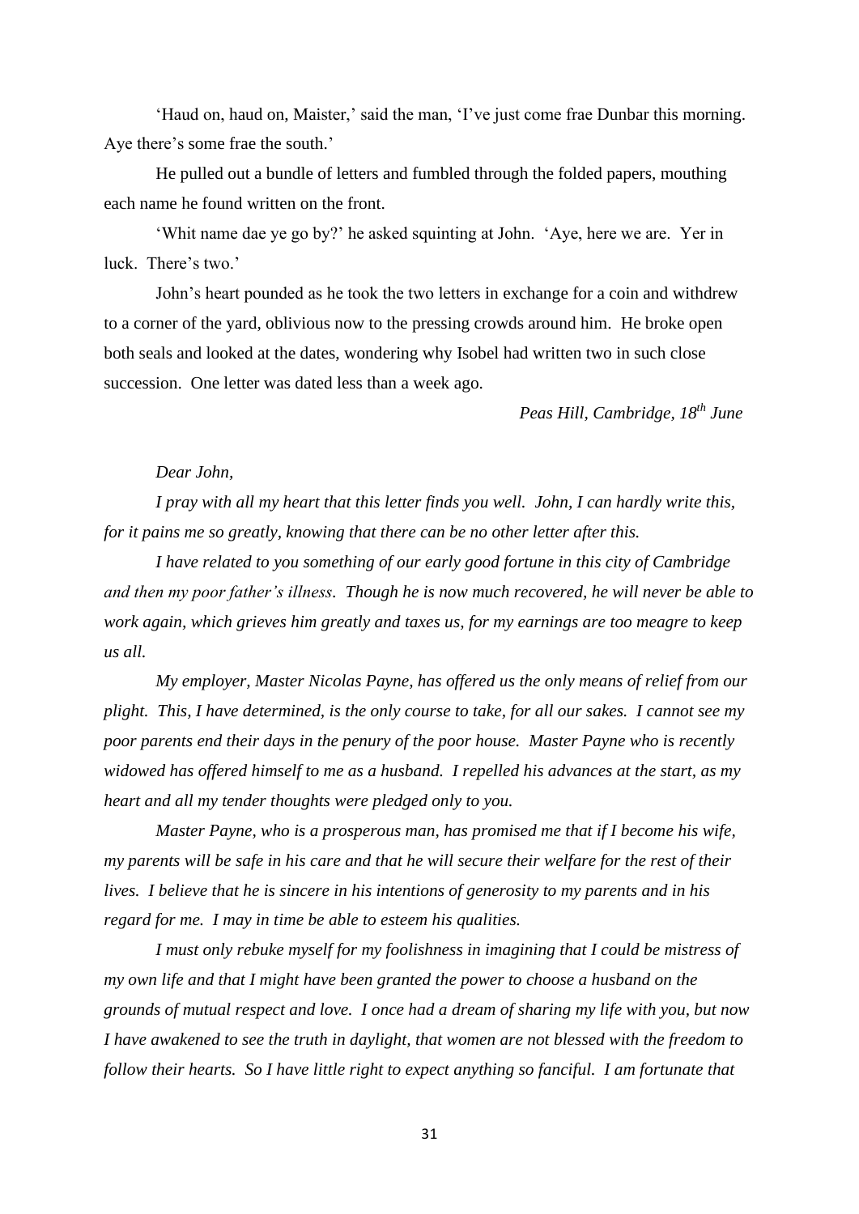'Haud on, haud on, Maister,' said the man, 'I've just come frae Dunbar this morning. Aye there's some frae the south.'

He pulled out a bundle of letters and fumbled through the folded papers, mouthing each name he found written on the front.

'Whit name dae ye go by?' he asked squinting at John. 'Aye, here we are. Yer in luck. There's two.'

John's heart pounded as he took the two letters in exchange for a coin and withdrew to a corner of the yard, oblivious now to the pressing crowds around him. He broke open both seals and looked at the dates, wondering why Isobel had written two in such close succession. One letter was dated less than a week ago.

*Peas Hill, Cambridge, 18th June*

*Dear John,*

*I pray with all my heart that this letter finds you well. John, I can hardly write this, for it pains me so greatly, knowing that there can be no other letter after this.*

*I have related to you something of our early good fortune in this city of Cambridge and then my poor father's illness. Though he is now much recovered, he will never be able to work again, which grieves him greatly and taxes us, for my earnings are too meagre to keep us all.*

*My employer, Master Nicolas Payne, has offered us the only means of relief from our plight. This, I have determined, is the only course to take, for all our sakes. I cannot see my poor parents end their days in the penury of the poor house. Master Payne who is recently widowed has offered himself to me as a husband. I repelled his advances at the start, as my heart and all my tender thoughts were pledged only to you.*

*Master Payne, who is a prosperous man, has promised me that if I become his wife, my parents will be safe in his care and that he will secure their welfare for the rest of their lives. I believe that he is sincere in his intentions of generosity to my parents and in his regard for me. I may in time be able to esteem his qualities.*

*I must only rebuke myself for my foolishness in imagining that I could be mistress of my own life and that I might have been granted the power to choose a husband on the grounds of mutual respect and love. I once had a dream of sharing my life with you, but now I have awakened to see the truth in daylight, that women are not blessed with the freedom to follow their hearts. So I have little right to expect anything so fanciful. I am fortunate that*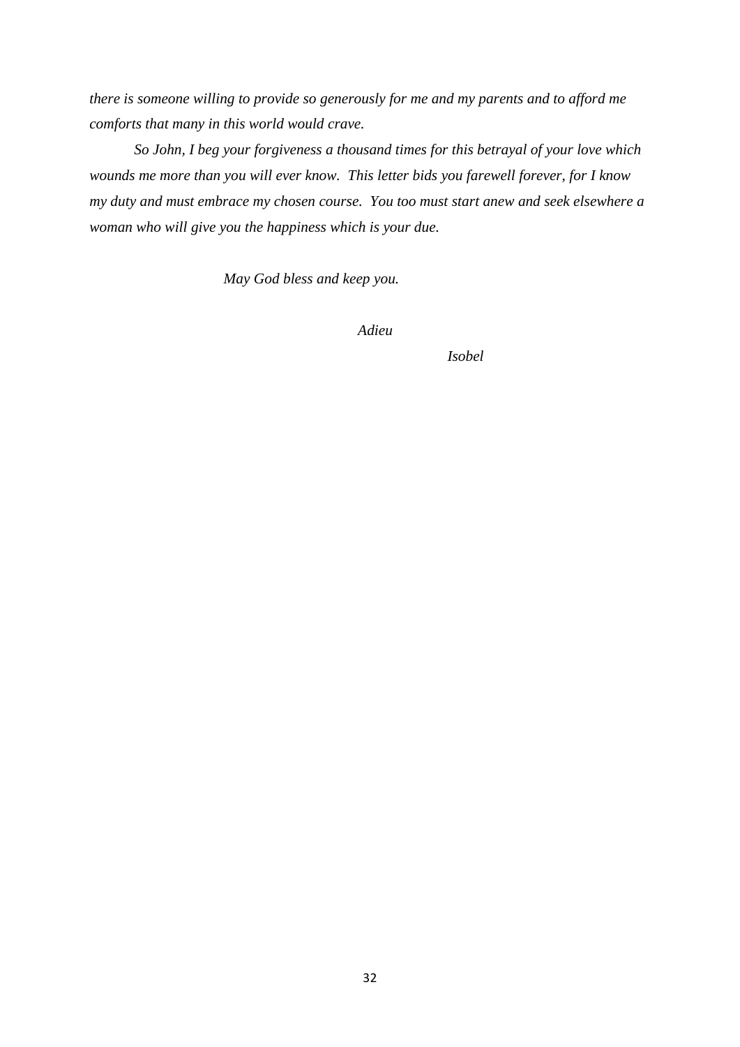*there is someone willing to provide so generously for me and my parents and to afford me comforts that many in this world would crave.*

*So John, I beg your forgiveness a thousand times for this betrayal of your love which wounds me more than you will ever know. This letter bids you farewell forever, for I know my duty and must embrace my chosen course. You too must start anew and seek elsewhere a woman who will give you the happiness which is your due.*

*May God bless and keep you.*

*Adieu*

*Isobel*